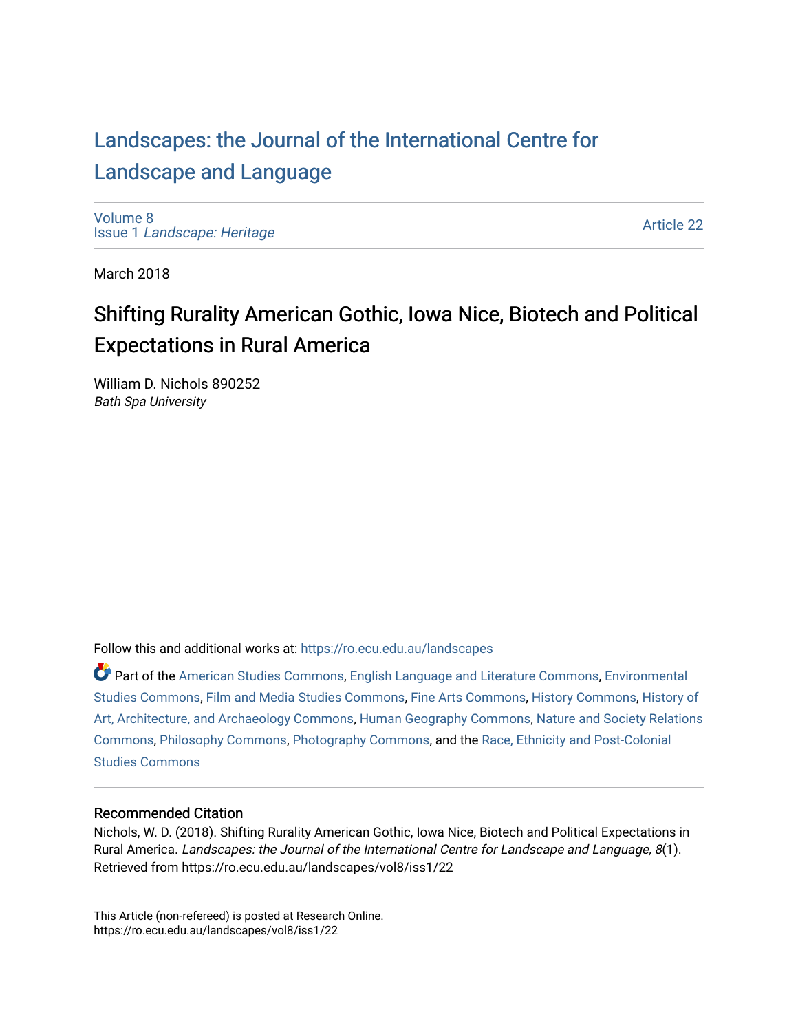# Landscapes: the Journal of the International Centre for Landscape and Language

Volume 8
Issue 1 *Landscape: Heritage*

Article 22

March 2018

## Shifting Rurality American Gothic, Iowa Nice, Biotech and Political Expectations in Rural America

William D. Nichols 890252
*Bath Spa University*

Follow this and additional works at: https://ro.ecu.edu.au/landscapes

Part of the American Studies Commons, English Language and Literature Commons, Environmental Studies Commons, Film and Media Studies Commons, Fine Arts Commons, History Commons, History of Art, Architecture, and Archaeology Commons, Human Geography Commons, Nature and Society Relations Commons, Philosophy Commons, Photography Commons, and the Race, Ethnicity and Post-Colonial Studies Commons

### Recommended Citation

Nichols, W. D. (2018). Shifting Rurality American Gothic, Iowa Nice, Biotech and Political Expectations in Rural America. *Landscapes: the Journal of the International Centre for Landscape and Language, 8*(1). Retrieved from https://ro.ecu.edu.au/landscapes/vol8/iss1/22

This Article (non-refereed) is posted at Research Online.
https://ro.ecu.edu.au/landscapes/vol8/iss1/22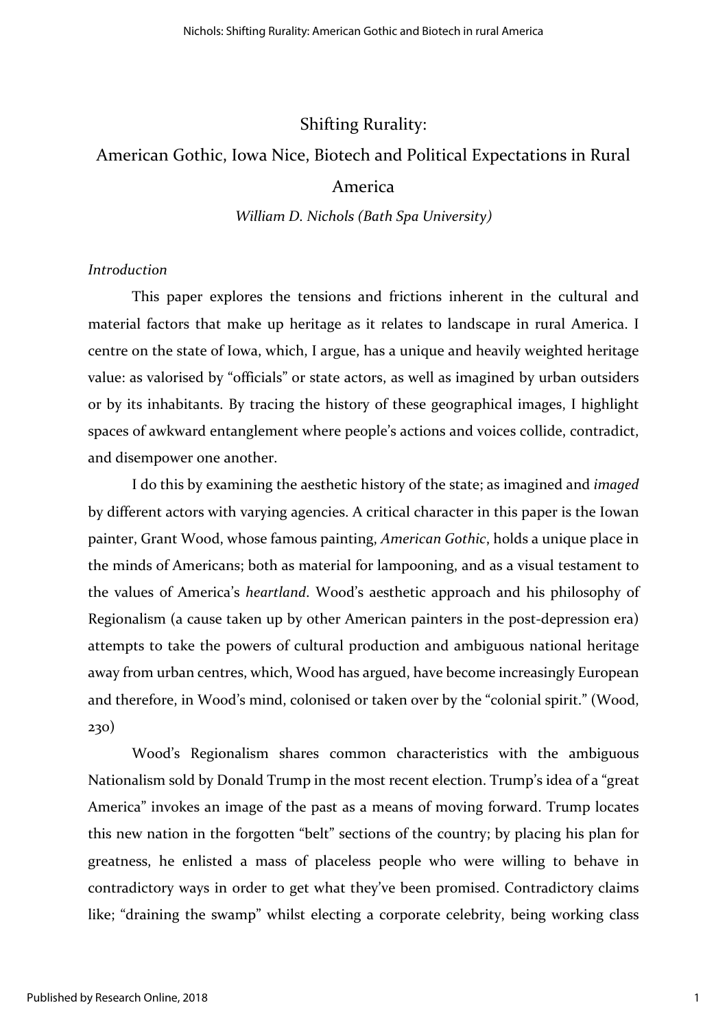# Shifting Rurality:

# American Gothic, Iowa Nice, Biotech and Political Expectations in Rural America

*William D. Nichols (Bath Spa University)*

*Introduction*

This paper explores the tensions and frictions inherent in the cultural and material factors that make up heritage as it relates to landscape in rural America. I centre on the state of Iowa, which, I argue, has a unique and heavily weighted heritage value: as valorised by "officials" or state actors, as well as imagined by urban outsiders or by its inhabitants. By tracing the history of these geographical images, I highlight spaces of awkward entanglement where people's actions and voices collide, contradict, and disempower one another.

I do this by examining the aesthetic history of the state; as imagined and *imaged* by different actors with varying agencies. A critical character in this paper is the Iowan painter, Grant Wood, whose famous painting, *American Gothic*, holds a unique place in the minds of Americans; both as material for lampooning, and as a visual testament to the values of America's *heartland*. Wood's aesthetic approach and his philosophy of Regionalism (a cause taken up by other American painters in the post-depression era) attempts to take the powers of cultural production and ambiguous national heritage away from urban centres, which, Wood has argued, have become increasingly European and therefore, in Wood's mind, colonised or taken over by the "colonial spirit." (Wood, 230)

Wood's Regionalism shares common characteristics with the ambiguous Nationalism sold by Donald Trump in the most recent election. Trump's idea of a "great America" invokes an image of the past as a means of moving forward. Trump locates this new nation in the forgotten "belt" sections of the country; by placing his plan for greatness, he enlisted a mass of placeless people who were willing to behave in contradictory ways in order to get what they've been promised. Contradictory claims like; "draining the swamp" whilst electing a corporate celebrity, being working class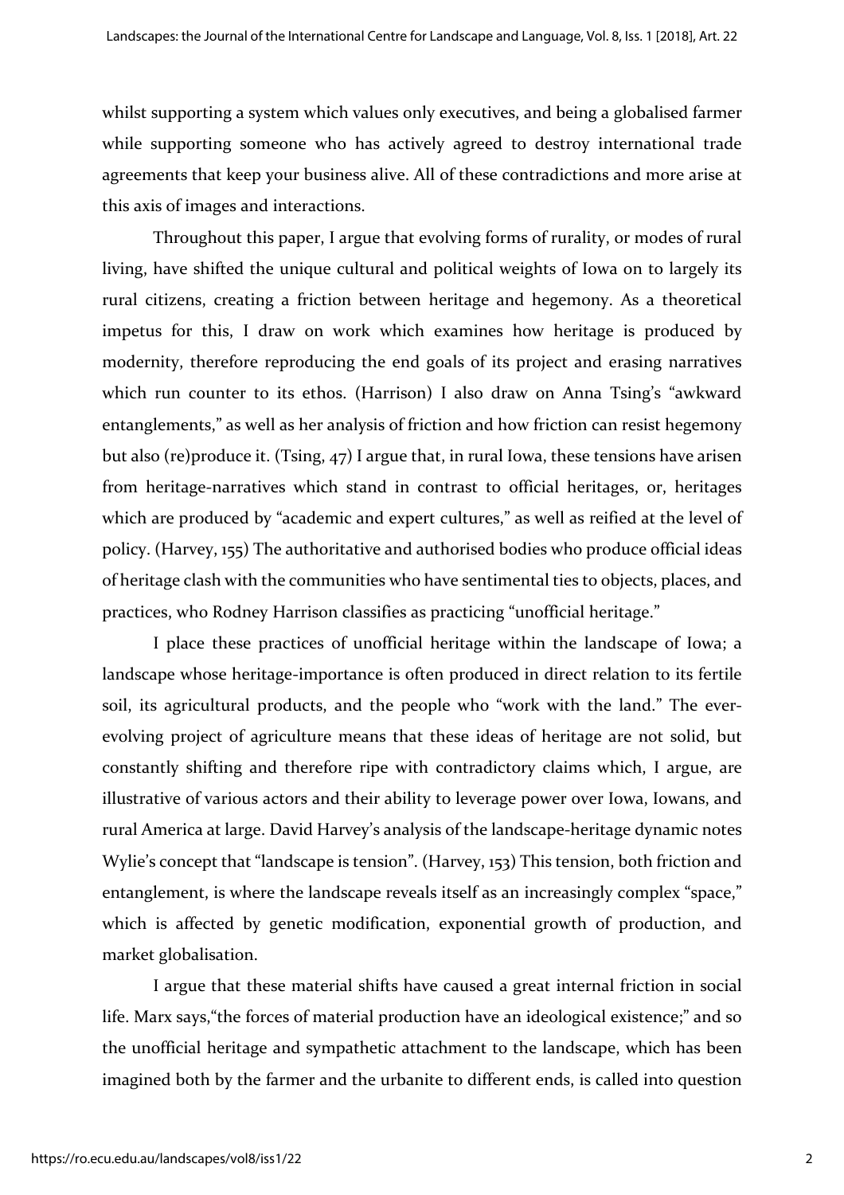whilst supporting a system which values only executives, and being a globalised farmer while supporting someone who has actively agreed to destroy international trade agreements that keep your business alive. All of these contradictions and more arise at this axis of images and interactions.

Throughout this paper, I argue that evolving forms of rurality, or modes of rural living, have shifted the unique cultural and political weights of Iowa on to largely its rural citizens, creating a friction between heritage and hegemony. As a theoretical impetus for this, I draw on work which examines how heritage is produced by modernity, therefore reproducing the end goals of its project and erasing narratives which run counter to its ethos. (Harrison) I also draw on Anna Tsing's "awkward entanglements," as well as her analysis of friction and how friction can resist hegemony but also (re)produce it. (Tsing, 47) I argue that, in rural Iowa, these tensions have arisen from heritage-narratives which stand in contrast to official heritages, or, heritages which are produced by "academic and expert cultures," as well as reified at the level of policy. (Harvey, 155) The authoritative and authorised bodies who produce official ideas of heritage clash with the communities who have sentimental ties to objects, places, and practices, who Rodney Harrison classifies as practicing "unofficial heritage."

I place these practices of unofficial heritage within the landscape of Iowa; a landscape whose heritage-importance is often produced in direct relation to its fertile soil, its agricultural products, and the people who "work with the land." The ever-evolving project of agriculture means that these ideas of heritage are not solid, but constantly shifting and therefore ripe with contradictory claims which, I argue, are illustrative of various actors and their ability to leverage power over Iowa, Iowans, and rural America at large. David Harvey's analysis of the landscape-heritage dynamic notes Wylie's concept that "landscape is tension". (Harvey, 153) This tension, both friction and entanglement, is where the landscape reveals itself as an increasingly complex "space," which is affected by genetic modification, exponential growth of production, and market globalisation.

I argue that these material shifts have caused a great internal friction in social life. Marx says,"the forces of material production have an ideological existence;" and so the unofficial heritage and sympathetic attachment to the landscape, which has been imagined both by the farmer and the urbanite to different ends, is called into question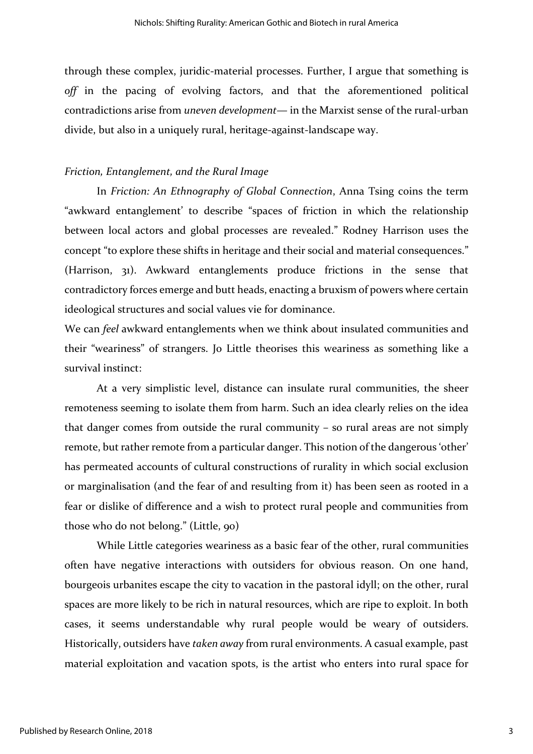through these complex, juridic-material processes. Further, I argue that something is *off* in the pacing of evolving factors, and that the aforementioned political contradictions arise from *uneven development*— in the Marxist sense of the rural-urban divide, but also in a uniquely rural, heritage-against-landscape way.

### *Friction, Entanglement, and the Rural Image*

In *Friction: An Ethnography of Global Connection*, Anna Tsing coins the term "awkward entanglement' to describe "spaces of friction in which the relationship between local actors and global processes are revealed." Rodney Harrison uses the concept "to explore these shifts in heritage and their social and material consequences." (Harrison, 31). Awkward entanglements produce frictions in the sense that contradictory forces emerge and butt heads, enacting a bruxism of powers where certain ideological structures and social values vie for dominance.

We can *feel* awkward entanglements when we think about insulated communities and their "weariness" of strangers. Jo Little theorises this weariness as something like a survival instinct:

> At a very simplistic level, distance can insulate rural communities, the sheer remoteness seeming to isolate them from harm. Such an idea clearly relies on the idea that danger comes from outside the rural community – so rural areas are not simply remote, but rather remote from a particular danger. This notion of the dangerous 'other' has permeated accounts of cultural constructions of rurality in which social exclusion or marginalisation (and the fear of and resulting from it) has been seen as rooted in a fear or dislike of difference and a wish to protect rural people and communities from those who do not belong." (Little, 90)

While Little categories weariness as a basic fear of the other, rural communities often have negative interactions with outsiders for obvious reason. On one hand, bourgeois urbanites escape the city to vacation in the pastoral idyll; on the other, rural spaces are more likely to be rich in natural resources, which are ripe to exploit. In both cases, it seems understandable why rural people would be weary of outsiders. Historically, outsiders have *taken away* from rural environments. A casual example, past material exploitation and vacation spots, is the artist who enters into rural space for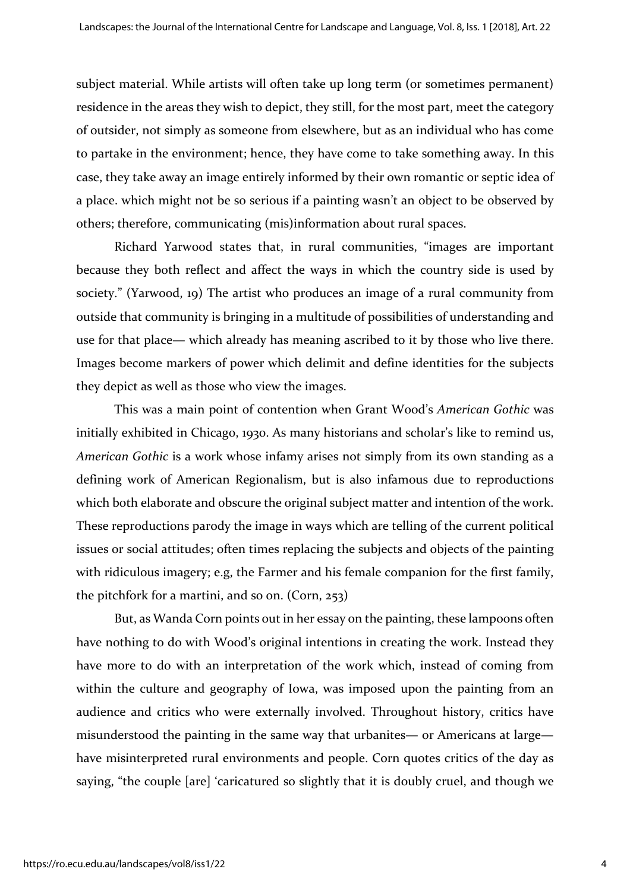subject material. While artists will often take up long term (or sometimes permanent) residence in the areas they wish to depict, they still, for the most part, meet the category of outsider, not simply as someone from elsewhere, but as an individual who has come to partake in the environment; hence, they have come to take something away. In this case, they take away an image entirely informed by their own romantic or septic idea of a place. which might not be so serious if a painting wasn't an object to be observed by others; therefore, communicating (mis)information about rural spaces.

Richard Yarwood states that, in rural communities, "images are important because they both reflect and affect the ways in which the country side is used by society." (Yarwood, 19) The artist who produces an image of a rural community from outside that community is bringing in a multitude of possibilities of understanding and use for that place— which already has meaning ascribed to it by those who live there. Images become markers of power which delimit and define identities for the subjects they depict as well as those who view the images.

This was a main point of contention when Grant Wood's *American Gothic* was initially exhibited in Chicago, 1930. As many historians and scholar's like to remind us, *American Gothic* is a work whose infamy arises not simply from its own standing as a defining work of American Regionalism, but is also infamous due to reproductions which both elaborate and obscure the original subject matter and intention of the work. These reproductions parody the image in ways which are telling of the current political issues or social attitudes; often times replacing the subjects and objects of the painting with ridiculous imagery; e.g, the Farmer and his female companion for the first family, the pitchfork for a martini, and so on. (Corn, 253)

But, as Wanda Corn points out in her essay on the painting, these lampoons often have nothing to do with Wood's original intentions in creating the work. Instead they have more to do with an interpretation of the work which, instead of coming from within the culture and geography of Iowa, was imposed upon the painting from an audience and critics who were externally involved. Throughout history, critics have misunderstood the painting in the same way that urbanites— or Americans at large— have misinterpreted rural environments and people. Corn quotes critics of the day as saying, "the couple [are] 'caricatured so slightly that it is doubly cruel, and though we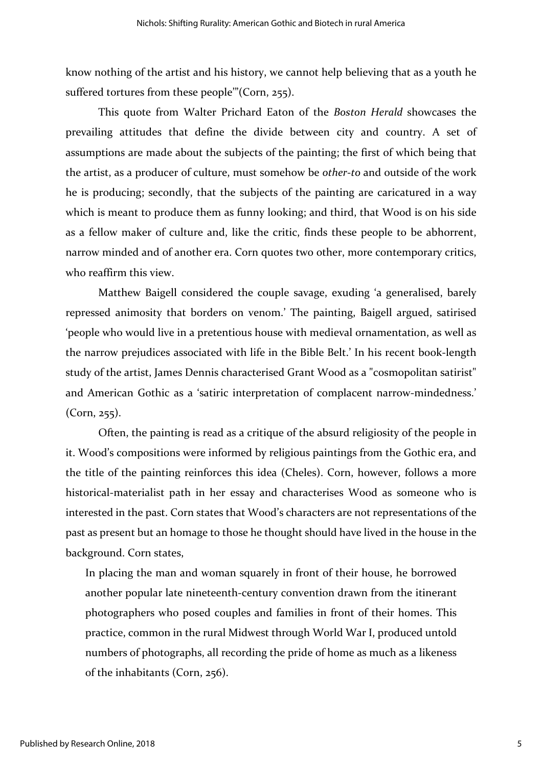know nothing of the artist and his history, we cannot help believing that as a youth he suffered tortures from these people'"(Corn, 255).

This quote from Walter Prichard Eaton of the *Boston Herald* showcases the prevailing attitudes that define the divide between city and country. A set of assumptions are made about the subjects of the painting; the first of which being that the artist, as a producer of culture, must somehow be *other-to* and outside of the work he is producing; secondly, that the subjects of the painting are caricatured in a way which is meant to produce them as funny looking; and third, that Wood is on his side as a fellow maker of culture and, like the critic, finds these people to be abhorrent, narrow minded and of another era. Corn quotes two other, more contemporary critics, who reaffirm this view.

Matthew Baigell considered the couple savage, exuding 'a generalised, barely repressed animosity that borders on venom.' The painting, Baigell argued, satirised 'people who would live in a pretentious house with medieval ornamentation, as well as the narrow prejudices associated with life in the Bible Belt.' In his recent book-length study of the artist, James Dennis characterised Grant Wood as a "cosmopolitan satirist" and American Gothic as a 'satiric interpretation of complacent narrow-mindedness.' (Corn, 255).

Often, the painting is read as a critique of the absurd religiosity of the people in it. Wood's compositions were informed by religious paintings from the Gothic era, and the title of the painting reinforces this idea (Cheles). Corn, however, follows a more historical-materialist path in her essay and characterises Wood as someone who is interested in the past. Corn states that Wood's characters are not representations of the past as present but an homage to those he thought should have lived in the house in the background. Corn states,

> In placing the man and woman squarely in front of their house, he borrowed another popular late nineteenth-century convention drawn from the itinerant photographers who posed couples and families in front of their homes. This practice, common in the rural Midwest through World War I, produced untold numbers of photographs, all recording the pride of home as much as a likeness of the inhabitants (Corn, 256).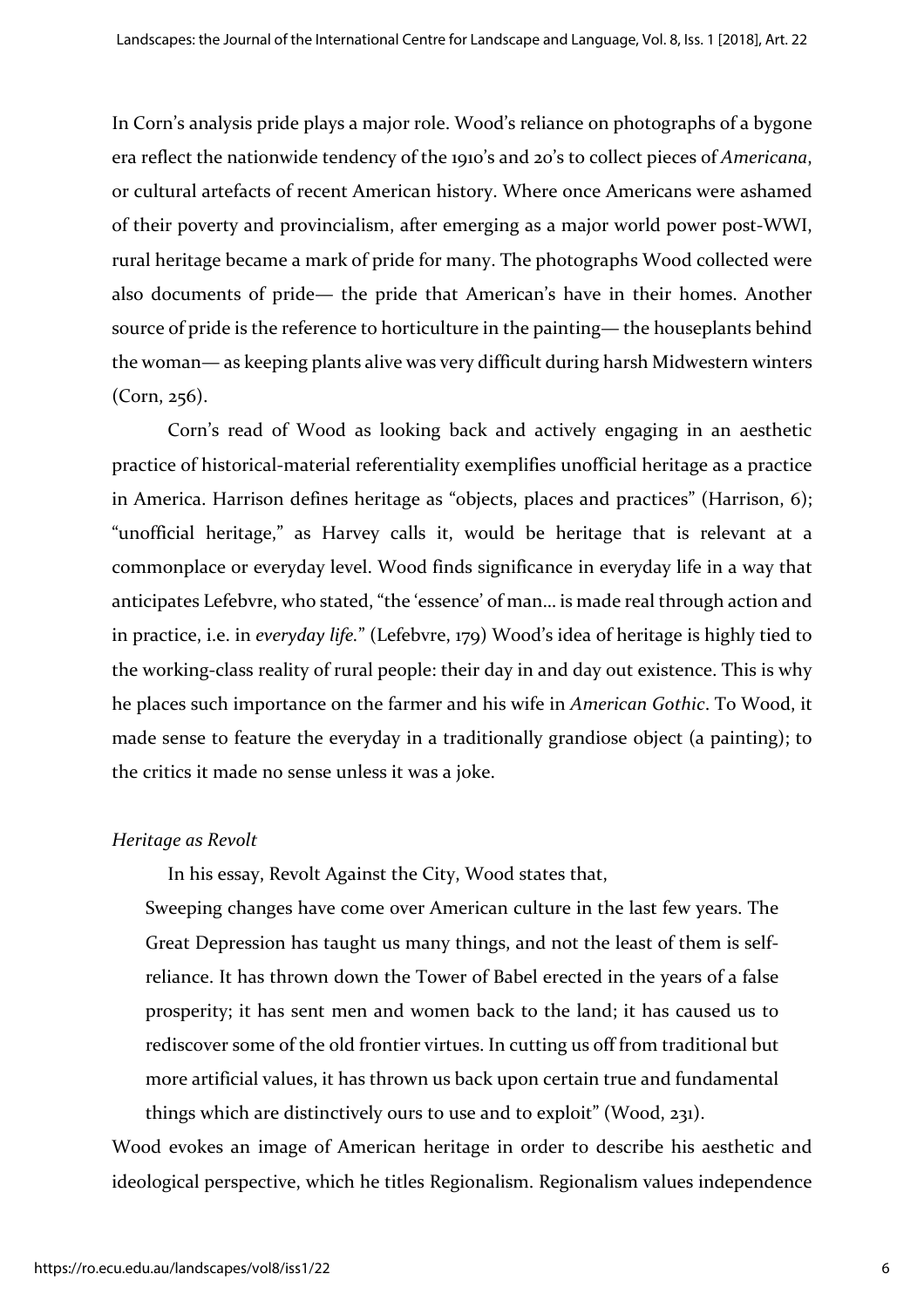In Corn's analysis pride plays a major role. Wood's reliance on photographs of a bygone era reflect the nationwide tendency of the 1910's and 20's to collect pieces of *Americana*, or cultural artefacts of recent American history. Where once Americans were ashamed of their poverty and provincialism, after emerging as a major world power post-WWI, rural heritage became a mark of pride for many. The photographs Wood collected were also documents of pride— the pride that American's have in their homes. Another source of pride is the reference to horticulture in the painting— the houseplants behind the woman— as keeping plants alive was very difficult during harsh Midwestern winters (Corn, 256).

Corn's read of Wood as looking back and actively engaging in an aesthetic practice of historical-material referentiality exemplifies unofficial heritage as a practice in America. Harrison defines heritage as "objects, places and practices" (Harrison, 6); "unofficial heritage," as Harvey calls it, would be heritage that is relevant at a commonplace or everyday level. Wood finds significance in everyday life in a way that anticipates Lefebvre, who stated, "the 'essence' of man… is made real through action and in practice, i.e. in *everyday life*." (Lefebvre, 179) Wood's idea of heritage is highly tied to the working-class reality of rural people: their day in and day out existence. This is why he places such importance on the farmer and his wife in *American Gothic*. To Wood, it made sense to feature the everyday in a traditionally grandiose object (a painting); to the critics it made no sense unless it was a joke.

### *Heritage as Revolt*

In his essay, Revolt Against the City, Wood states that,

> Sweeping changes have come over American culture in the last few years. The Great Depression has taught us many things, and not the least of them is self-reliance. It has thrown down the Tower of Babel erected in the years of a false prosperity; it has sent men and women back to the land; it has caused us to rediscover some of the old frontier virtues. In cutting us off from traditional but more artificial values, it has thrown us back upon certain true and fundamental things which are distinctively ours to use and to exploit" (Wood, 231).

Wood evokes an image of American heritage in order to describe his aesthetic and ideological perspective, which he titles Regionalism. Regionalism values independence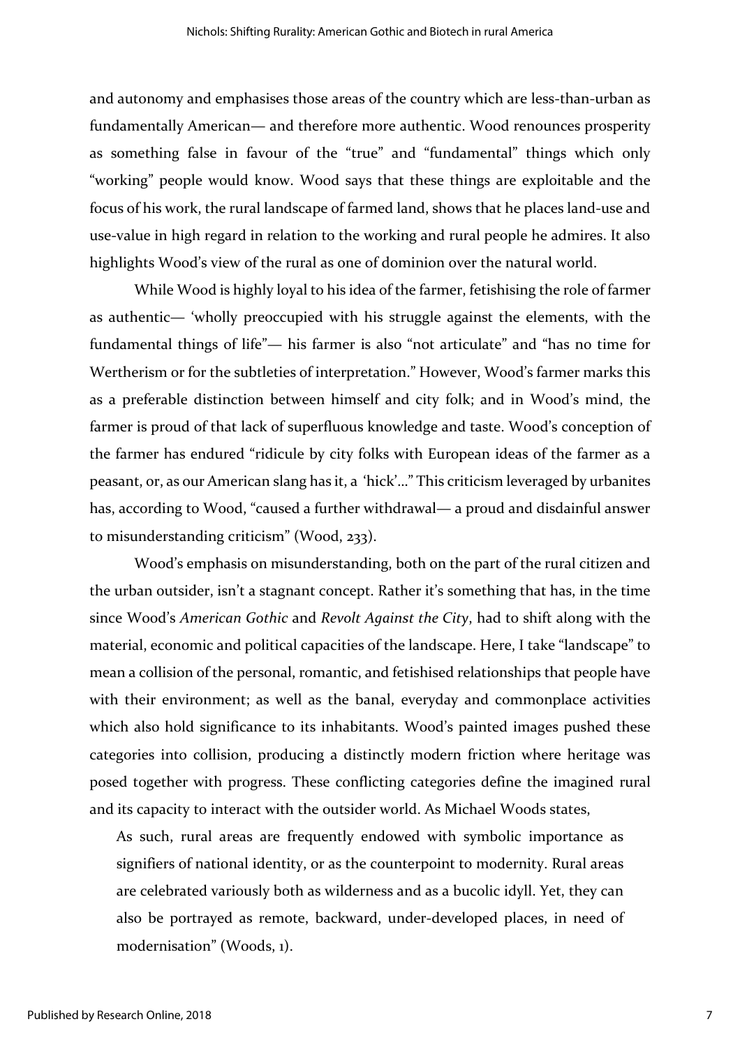and autonomy and emphasises those areas of the country which are less-than-urban as fundamentally American— and therefore more authentic. Wood renounces prosperity as something false in favour of the "true" and "fundamental" things which only "working" people would know. Wood says that these things are exploitable and the focus of his work, the rural landscape of farmed land, shows that he places land-use and use-value in high regard in relation to the working and rural people he admires. It also highlights Wood's view of the rural as one of dominion over the natural world.

While Wood is highly loyal to his idea of the farmer, fetishising the role of farmer as authentic— 'wholly preoccupied with his struggle against the elements, with the fundamental things of life"— his farmer is also "not articulate" and "has no time for Wertherism or for the subtleties of interpretation." However, Wood's farmer marks this as a preferable distinction between himself and city folk; and in Wood's mind, the farmer is proud of that lack of superfluous knowledge and taste. Wood's conception of the farmer has endured "ridicule by city folks with European ideas of the farmer as a peasant, or, as our American slang has it, a 'hick'…" This criticism leveraged by urbanites has, according to Wood, "caused a further withdrawal— a proud and disdainful answer to misunderstanding criticism" (Wood, 233).

Wood's emphasis on misunderstanding, both on the part of the rural citizen and the urban outsider, isn't a stagnant concept. Rather it's something that has, in the time since Wood's *American Gothic* and *Revolt Against the City*, had to shift along with the material, economic and political capacities of the landscape. Here, I take "landscape" to mean a collision of the personal, romantic, and fetishised relationships that people have with their environment; as well as the banal, everyday and commonplace activities which also hold significance to its inhabitants. Wood's painted images pushed these categories into collision, producing a distinctly modern friction where heritage was posed together with progress. These conflicting categories define the imagined rural and its capacity to interact with the outsider world. As Michael Woods states,

> As such, rural areas are frequently endowed with symbolic importance as signifiers of national identity, or as the counterpoint to modernity. Rural areas are celebrated variously both as wilderness and as a bucolic idyll. Yet, they can also be portrayed as remote, backward, under-developed places, in need of modernisation" (Woods, 1).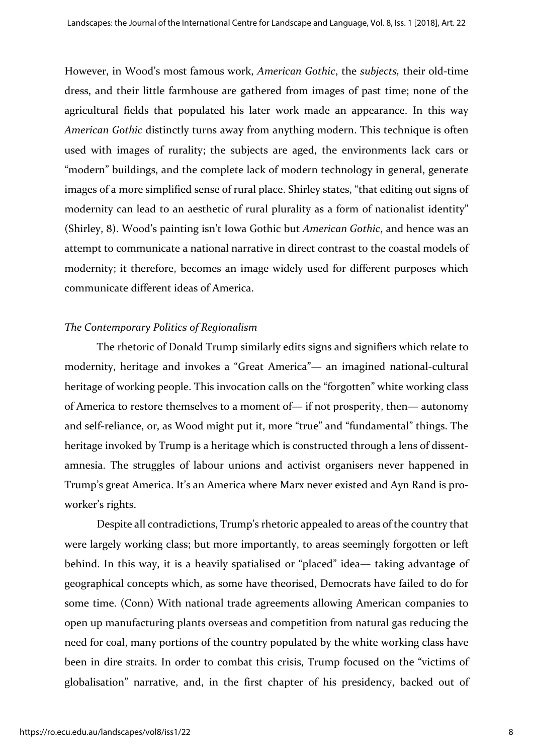However, in Wood's most famous work, *American Gothic*, the *subjects,* their old-time dress, and their little farmhouse are gathered from images of past time; none of the agricultural fields that populated his later work made an appearance. In this way *American Gothic* distinctly turns away from anything modern. This technique is often used with images of rurality; the subjects are aged, the environments lack cars or "modern" buildings, and the complete lack of modern technology in general, generate images of a more simplified sense of rural place. Shirley states, "that editing out signs of modernity can lead to an aesthetic of rural plurality as a form of nationalist identity" (Shirley, 8). Wood's painting isn't Iowa Gothic but *American Gothic*, and hence was an attempt to communicate a national narrative in direct contrast to the coastal models of modernity; it therefore, becomes an image widely used for different purposes which communicate different ideas of America.

*The Contemporary Politics of Regionalism*

The rhetoric of Donald Trump similarly edits signs and signifiers which relate to modernity, heritage and invokes a "Great America"— an imagined national-cultural heritage of working people. This invocation calls on the "forgotten" white working class of America to restore themselves to a moment of— if not prosperity, then— autonomy and self-reliance, or, as Wood might put it, more "true" and "fundamental" things. The heritage invoked by Trump is a heritage which is constructed through a lens of dissent-amnesia. The struggles of labour unions and activist organisers never happened in Trump's great America. It's an America where Marx never existed and Ayn Rand is pro-worker's rights.

Despite all contradictions, Trump's rhetoric appealed to areas of the country that were largely working class; but more importantly, to areas seemingly forgotten or left behind. In this way, it is a heavily spatialised or "placed" idea— taking advantage of geographical concepts which, as some have theorised, Democrats have failed to do for some time. (Conn) With national trade agreements allowing American companies to open up manufacturing plants overseas and competition from natural gas reducing the need for coal, many portions of the country populated by the white working class have been in dire straits. In order to combat this crisis, Trump focused on the "victims of globalisation" narrative, and, in the first chapter of his presidency, backed out of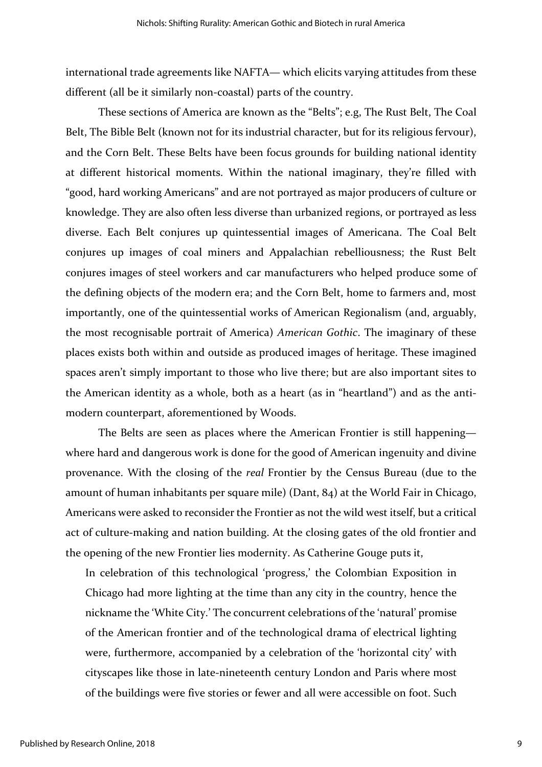international trade agreements like NAFTA— which elicits varying attitudes from these different (all be it similarly non-coastal) parts of the country.

These sections of America are known as the "Belts"; e.g, The Rust Belt, The Coal Belt, The Bible Belt (known not for its industrial character, but for its religious fervour), and the Corn Belt. These Belts have been focus grounds for building national identity at different historical moments. Within the national imaginary, they're filled with "good, hard working Americans" and are not portrayed as major producers of culture or knowledge. They are also often less diverse than urbanized regions, or portrayed as less diverse. Each Belt conjures up quintessential images of Americana. The Coal Belt conjures up images of coal miners and Appalachian rebelliousness; the Rust Belt conjures images of steel workers and car manufacturers who helped produce some of the defining objects of the modern era; and the Corn Belt, home to farmers and, most importantly, one of the quintessential works of American Regionalism (and, arguably, the most recognisable portrait of America) *American Gothic*. The imaginary of these places exists both within and outside as produced images of heritage. These imagined spaces aren't simply important to those who live there; but are also important sites to the American identity as a whole, both as a heart (as in "heartland") and as the anti-modern counterpart, aforementioned by Woods.

The Belts are seen as places where the American Frontier is still happening— where hard and dangerous work is done for the good of American ingenuity and divine provenance. With the closing of the *real* Frontier by the Census Bureau (due to the amount of human inhabitants per square mile) (Dant, 84) at the World Fair in Chicago, Americans were asked to reconsider the Frontier as not the wild west itself, but a critical act of culture-making and nation building. At the closing gates of the old frontier and the opening of the new Frontier lies modernity. As Catherine Gouge puts it,

> In celebration of this technological 'progress,' the Colombian Exposition in Chicago had more lighting at the time than any city in the country, hence the nickname the 'White City.' The concurrent celebrations of the 'natural' promise of the American frontier and of the technological drama of electrical lighting were, furthermore, accompanied by a celebration of the 'horizontal city' with cityscapes like those in late-nineteenth century London and Paris where most of the buildings were five stories or fewer and all were accessible on foot. Such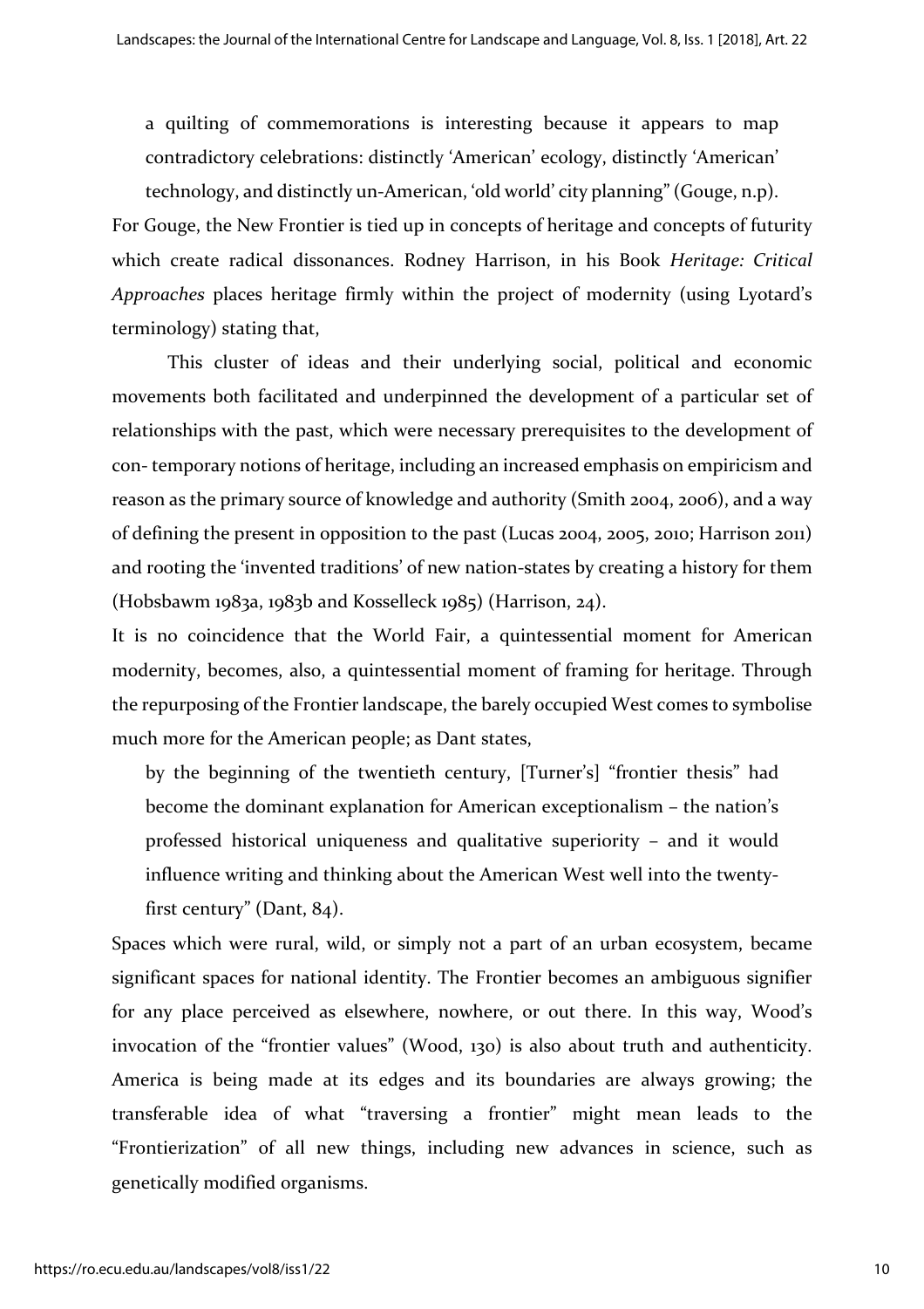a quilting of commemorations is interesting because it appears to map contradictory celebrations: distinctly 'American' ecology, distinctly 'American' technology, and distinctly un-American, 'old world' city planning" (Gouge, n.p).

For Gouge, the New Frontier is tied up in concepts of heritage and concepts of futurity which create radical dissonances. Rodney Harrison, in his Book *Heritage: Critical Approaches* places heritage firmly within the project of modernity (using Lyotard's terminology) stating that,

This cluster of ideas and their underlying social, political and economic movements both facilitated and underpinned the development of a particular set of relationships with the past, which were necessary prerequisites to the development of con- temporary notions of heritage, including an increased emphasis on empiricism and reason as the primary source of knowledge and authority (Smith 2004, 2006), and a way of defining the present in opposition to the past (Lucas 2004, 2005, 2010; Harrison 2011) and rooting the 'invented traditions' of new nation-states by creating a history for them (Hobsbawm 1983a, 1983b and Kosselleck 1985) (Harrison, 24).

It is no coincidence that the World Fair, a quintessential moment for American modernity, becomes, also, a quintessential moment of framing for heritage. Through the repurposing of the Frontier landscape, the barely occupied West comes to symbolise much more for the American people; as Dant states,

> by the beginning of the twentieth century, [Turner's] "frontier thesis" had become the dominant explanation for American exceptionalism – the nation's professed historical uniqueness and qualitative superiority – and it would influence writing and thinking about the American West well into the twenty-first century" (Dant, 84).

Spaces which were rural, wild, or simply not a part of an urban ecosystem, became significant spaces for national identity. The Frontier becomes an ambiguous signifier for any place perceived as elsewhere, nowhere, or out there. In this way, Wood's invocation of the "frontier values" (Wood, 130) is also about truth and authenticity. America is being made at its edges and its boundaries are always growing; the transferable idea of what "traversing a frontier" might mean leads to the "Frontierization" of all new things, including new advances in science, such as genetically modified organisms.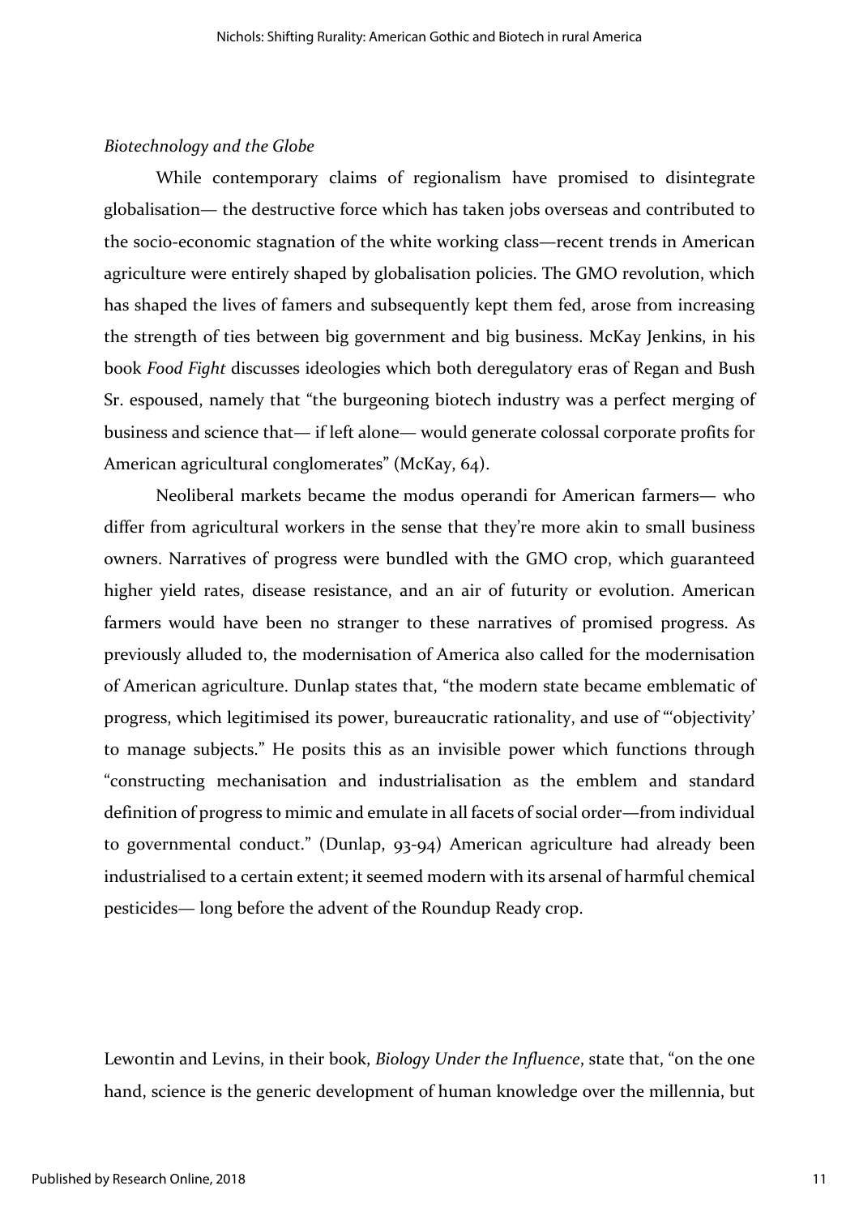*Biotechnology and the Globe*

While contemporary claims of regionalism have promised to disintegrate globalisation— the destructive force which has taken jobs overseas and contributed to the socio-economic stagnation of the white working class—recent trends in American agriculture were entirely shaped by globalisation policies. The GMO revolution, which has shaped the lives of famers and subsequently kept them fed, arose from increasing the strength of ties between big government and big business. McKay Jenkins, in his book *Food Fight* discusses ideologies which both deregulatory eras of Regan and Bush Sr. espoused, namely that "the burgeoning biotech industry was a perfect merging of business and science that— if left alone— would generate colossal corporate profits for American agricultural conglomerates" (McKay, 64).

Neoliberal markets became the modus operandi for American farmers— who differ from agricultural workers in the sense that they're more akin to small business owners. Narratives of progress were bundled with the GMO crop, which guaranteed higher yield rates, disease resistance, and an air of futurity or evolution. American farmers would have been no stranger to these narratives of promised progress. As previously alluded to, the modernisation of America also called for the modernisation of American agriculture. Dunlap states that, "the modern state became emblematic of progress, which legitimised its power, bureaucratic rationality, and use of "'objectivity' to manage subjects." He posits this as an invisible power which functions through "constructing mechanisation and industrialisation as the emblem and standard definition of progress to mimic and emulate in all facets of social order—from individual to governmental conduct." (Dunlap, 93-94) American agriculture had already been industrialised to a certain extent; it seemed modern with its arsenal of harmful chemical pesticides— long before the advent of the Roundup Ready crop.

Lewontin and Levins, in their book, *Biology Under the Influence*, state that, "on the one hand, science is the generic development of human knowledge over the millennia, but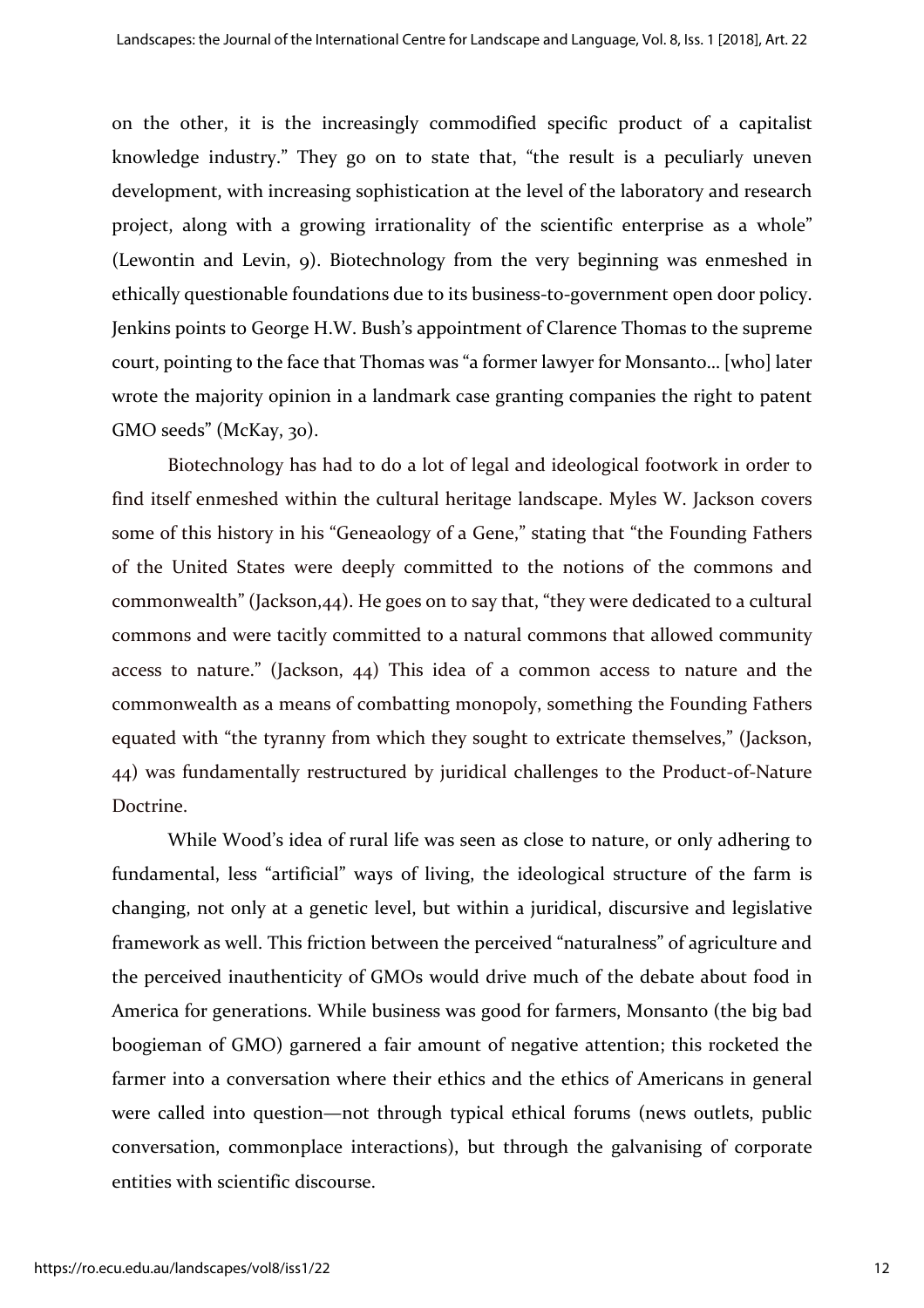on the other, it is the increasingly commodified specific product of a capitalist knowledge industry." They go on to state that, "the result is a peculiarly uneven development, with increasing sophistication at the level of the laboratory and research project, along with a growing irrationality of the scientific enterprise as a whole" (Lewontin and Levin, 9). Biotechnology from the very beginning was enmeshed in ethically questionable foundations due to its business-to-government open door policy. Jenkins points to George H.W. Bush's appointment of Clarence Thomas to the supreme court, pointing to the face that Thomas was "a former lawyer for Monsanto… [who] later wrote the majority opinion in a landmark case granting companies the right to patent GMO seeds" (McKay, 30).

Biotechnology has had to do a lot of legal and ideological footwork in order to find itself enmeshed within the cultural heritage landscape. Myles W. Jackson covers some of this history in his "Geneaology of a Gene," stating that "the Founding Fathers of the United States were deeply committed to the notions of the commons and commonwealth" (Jackson,44). He goes on to say that, "they were dedicated to a cultural commons and were tacitly committed to a natural commons that allowed community access to nature." (Jackson, 44) This idea of a common access to nature and the commonwealth as a means of combatting monopoly, something the Founding Fathers equated with "the tyranny from which they sought to extricate themselves," (Jackson, 44) was fundamentally restructured by juridical challenges to the Product-of-Nature Doctrine.

While Wood's idea of rural life was seen as close to nature, or only adhering to fundamental, less "artificial" ways of living, the ideological structure of the farm is changing, not only at a genetic level, but within a juridical, discursive and legislative framework as well. This friction between the perceived "naturalness" of agriculture and the perceived inauthenticity of GMOs would drive much of the debate about food in America for generations. While business was good for farmers, Monsanto (the big bad boogieman of GMO) garnered a fair amount of negative attention; this rocketed the farmer into a conversation where their ethics and the ethics of Americans in general were called into question—not through typical ethical forums (news outlets, public conversation, commonplace interactions), but through the galvanising of corporate entities with scientific discourse.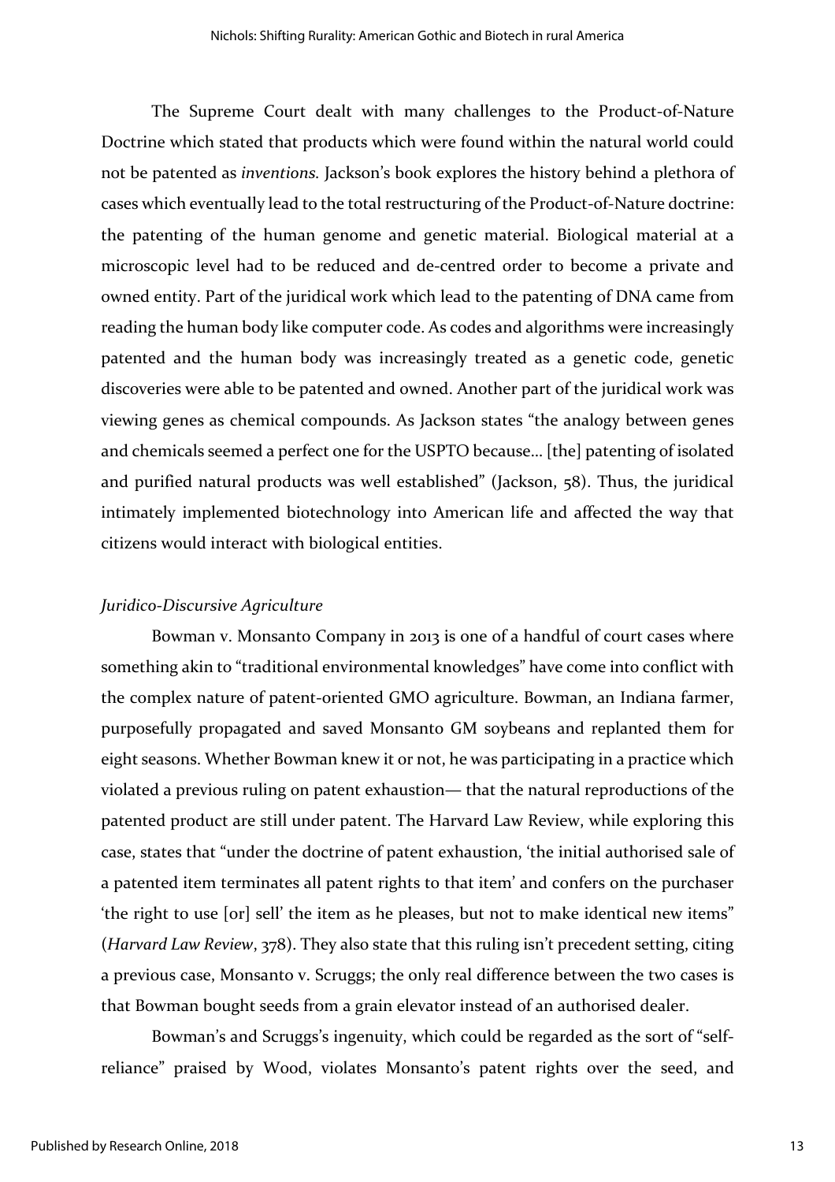The Supreme Court dealt with many challenges to the Product-of-Nature Doctrine which stated that products which were found within the natural world could not be patented as *inventions.* Jackson's book explores the history behind a plethora of cases which eventually lead to the total restructuring of the Product-of-Nature doctrine: the patenting of the human genome and genetic material. Biological material at a microscopic level had to be reduced and de-centred order to become a private and owned entity. Part of the juridical work which lead to the patenting of DNA came from reading the human body like computer code. As codes and algorithms were increasingly patented and the human body was increasingly treated as a genetic code, genetic discoveries were able to be patented and owned. Another part of the juridical work was viewing genes as chemical compounds. As Jackson states "the analogy between genes and chemicals seemed a perfect one for the USPTO because… [the] patenting of isolated and purified natural products was well established" (Jackson, 58). Thus, the juridical intimately implemented biotechnology into American life and affected the way that citizens would interact with biological entities.

### *Juridico-Discursive Agriculture*

Bowman v. Monsanto Company in 2013 is one of a handful of court cases where something akin to "traditional environmental knowledges" have come into conflict with the complex nature of patent-oriented GMO agriculture. Bowman, an Indiana farmer, purposefully propagated and saved Monsanto GM soybeans and replanted them for eight seasons. Whether Bowman knew it or not, he was participating in a practice which violated a previous ruling on patent exhaustion— that the natural reproductions of the patented product are still under patent. The Harvard Law Review, while exploring this case, states that "under the doctrine of patent exhaustion, 'the initial authorised sale of a patented item terminates all patent rights to that item' and confers on the purchaser 'the right to use [or] sell' the item as he pleases, but not to make identical new items" (*Harvard Law Review*, 378). They also state that this ruling isn't precedent setting, citing a previous case, Monsanto v. Scruggs; the only real difference between the two cases is that Bowman bought seeds from a grain elevator instead of an authorised dealer.

Bowman's and Scruggs's ingenuity, which could be regarded as the sort of "self-reliance" praised by Wood, violates Monsanto's patent rights over the seed, and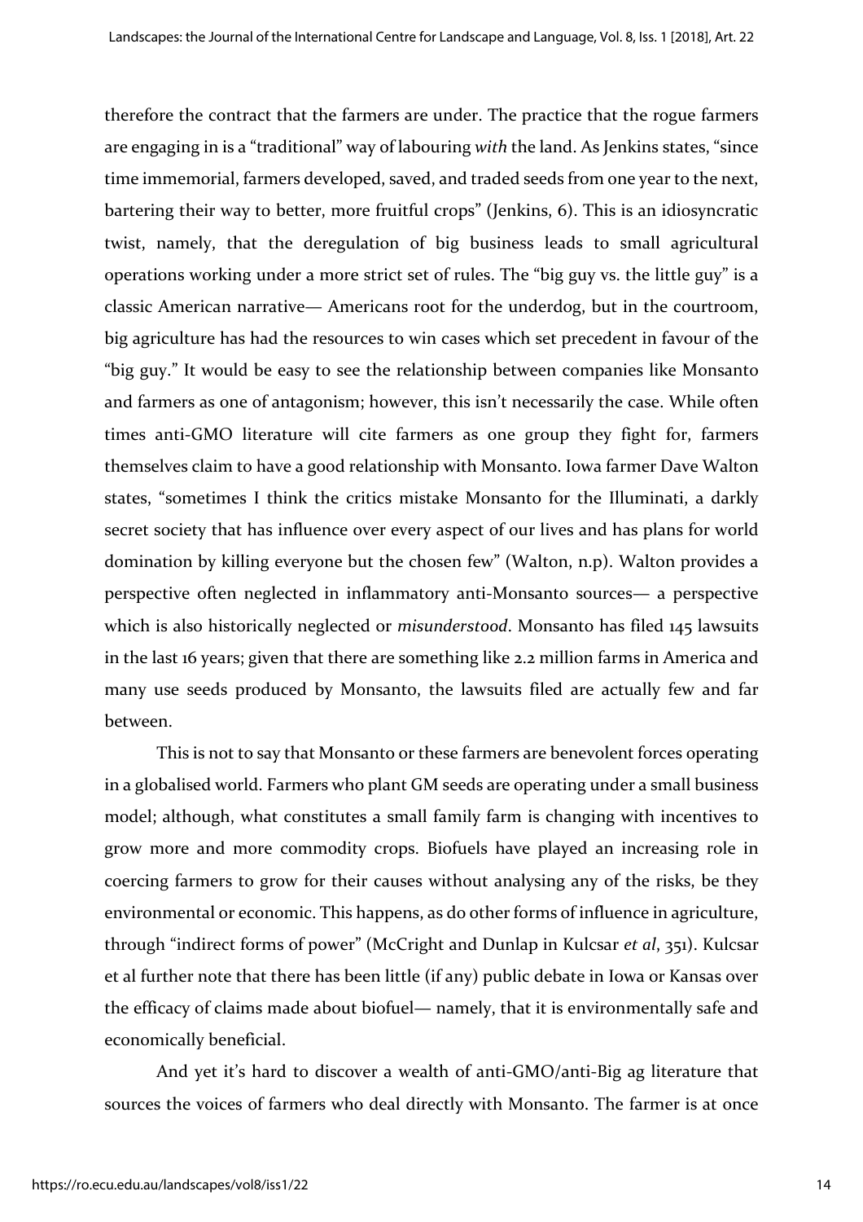therefore the contract that the farmers are under. The practice that the rogue farmers are engaging in is a "traditional" way of labouring *with* the land. As Jenkins states, "since time immemorial, farmers developed, saved, and traded seeds from one year to the next, bartering their way to better, more fruitful crops" (Jenkins, 6). This is an idiosyncratic twist, namely, that the deregulation of big business leads to small agricultural operations working under a more strict set of rules. The "big guy vs. the little guy" is a classic American narrative— Americans root for the underdog, but in the courtroom, big agriculture has had the resources to win cases which set precedent in favour of the "big guy." It would be easy to see the relationship between companies like Monsanto and farmers as one of antagonism; however, this isn't necessarily the case. While often times anti-GMO literature will cite farmers as one group they fight for, farmers themselves claim to have a good relationship with Monsanto. Iowa farmer Dave Walton states, "sometimes I think the critics mistake Monsanto for the Illuminati, a darkly secret society that has influence over every aspect of our lives and has plans for world domination by killing everyone but the chosen few" (Walton, n.p). Walton provides a perspective often neglected in inflammatory anti-Monsanto sources— a perspective which is also historically neglected or *misunderstood*. Monsanto has filed 145 lawsuits in the last 16 years; given that there are something like 2.2 million farms in America and many use seeds produced by Monsanto, the lawsuits filed are actually few and far between.

This is not to say that Monsanto or these farmers are benevolent forces operating in a globalised world. Farmers who plant GM seeds are operating under a small business model; although, what constitutes a small family farm is changing with incentives to grow more and more commodity crops. Biofuels have played an increasing role in coercing farmers to grow for their causes without analysing any of the risks, be they environmental or economic. This happens, as do other forms of influence in agriculture, through "indirect forms of power" (McCright and Dunlap in Kulcsar *et al*, 351). Kulcsar et al further note that there has been little (if any) public debate in Iowa or Kansas over the efficacy of claims made about biofuel— namely, that it is environmentally safe and economically beneficial.

And yet it's hard to discover a wealth of anti-GMO/anti-Big ag literature that sources the voices of farmers who deal directly with Monsanto. The farmer is at once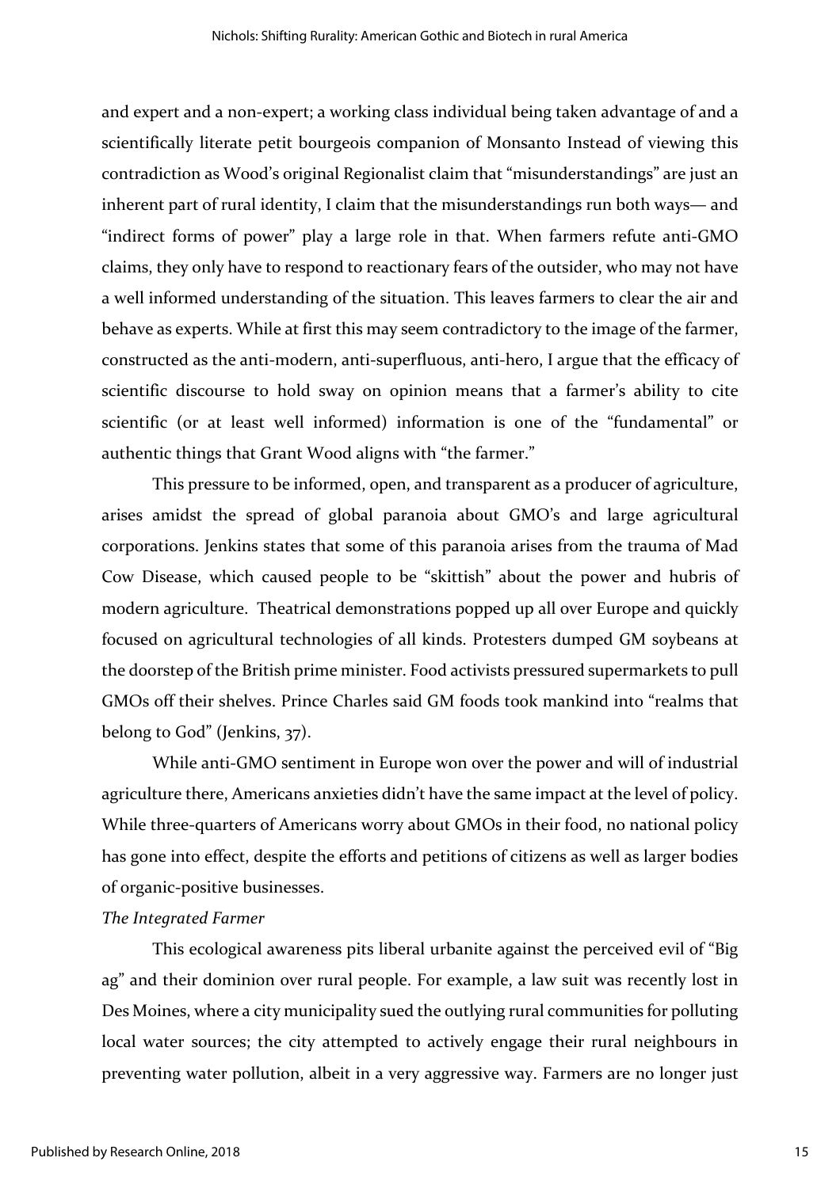and expert and a non-expert; a working class individual being taken advantage of and a scientifically literate petit bourgeois companion of Monsanto Instead of viewing this contradiction as Wood's original Regionalist claim that "misunderstandings" are just an inherent part of rural identity, I claim that the misunderstandings run both ways— and "indirect forms of power" play a large role in that. When farmers refute anti-GMO claims, they only have to respond to reactionary fears of the outsider, who may not have a well informed understanding of the situation. This leaves farmers to clear the air and behave as experts. While at first this may seem contradictory to the image of the farmer, constructed as the anti-modern, anti-superfluous, anti-hero, I argue that the efficacy of scientific discourse to hold sway on opinion means that a farmer's ability to cite scientific (or at least well informed) information is one of the "fundamental" or authentic things that Grant Wood aligns with "the farmer."

This pressure to be informed, open, and transparent as a producer of agriculture, arises amidst the spread of global paranoia about GMO's and large agricultural corporations. Jenkins states that some of this paranoia arises from the trauma of Mad Cow Disease, which caused people to be "skittish" about the power and hubris of modern agriculture. Theatrical demonstrations popped up all over Europe and quickly focused on agricultural technologies of all kinds. Protesters dumped GM soybeans at the doorstep of the British prime minister. Food activists pressured supermarkets to pull GMOs off their shelves. Prince Charles said GM foods took mankind into "realms that belong to God" (Jenkins, 37).

While anti-GMO sentiment in Europe won over the power and will of industrial agriculture there, Americans anxieties didn't have the same impact at the level of policy. While three-quarters of Americans worry about GMOs in their food, no national policy has gone into effect, despite the efforts and petitions of citizens as well as larger bodies of organic-positive businesses.

*The Integrated Farmer*

This ecological awareness pits liberal urbanite against the perceived evil of "Big ag" and their dominion over rural people. For example, a law suit was recently lost in Des Moines, where a city municipality sued the outlying rural communities for polluting local water sources; the city attempted to actively engage their rural neighbours in preventing water pollution, albeit in a very aggressive way. Farmers are no longer just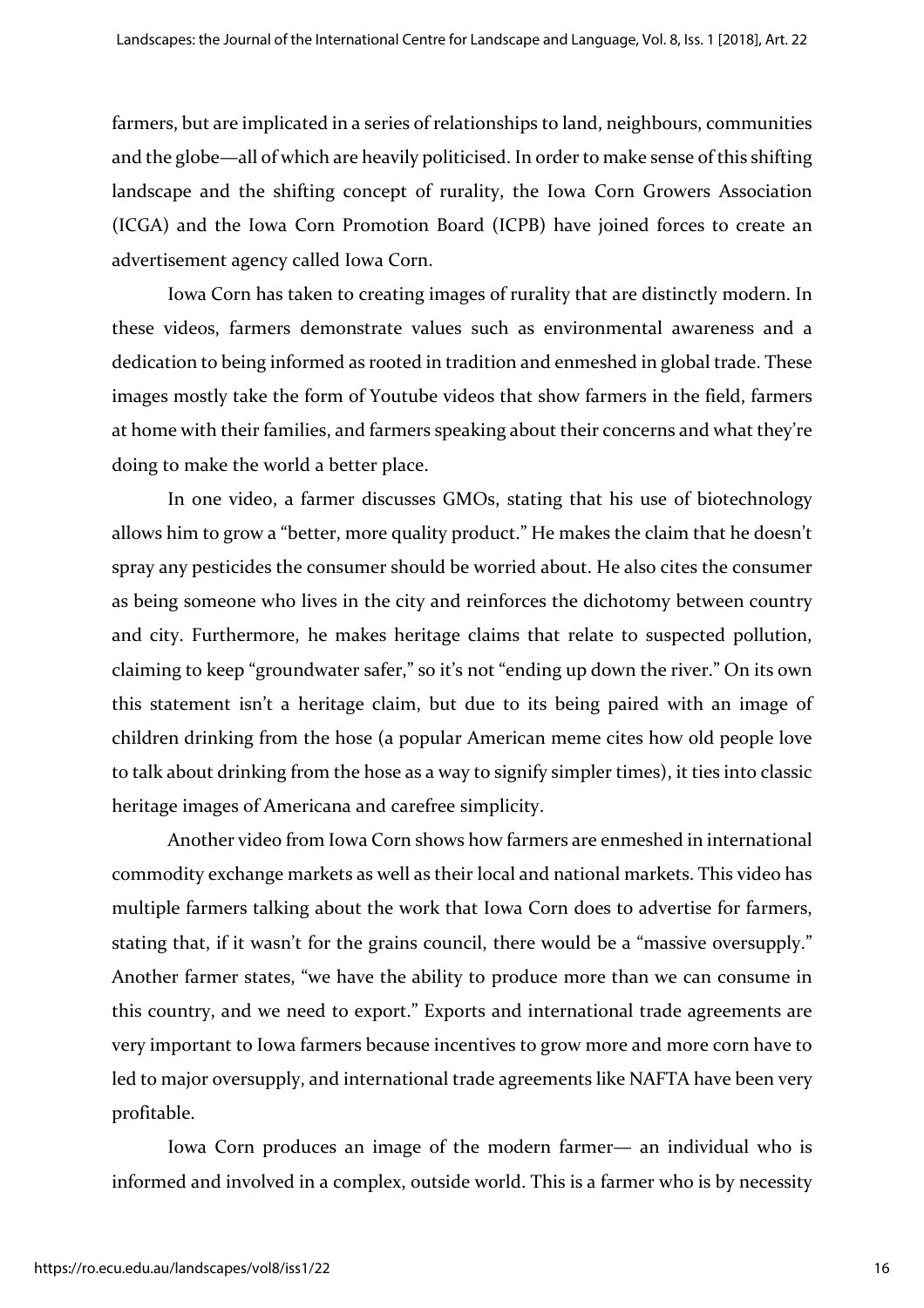farmers, but are implicated in a series of relationships to land, neighbours, communities and the globe—all of which are heavily politicised. In order to make sense of this shifting landscape and the shifting concept of rurality, the Iowa Corn Growers Association (ICGA) and the Iowa Corn Promotion Board (ICPB) have joined forces to create an advertisement agency called Iowa Corn.

Iowa Corn has taken to creating images of rurality that are distinctly modern. In these videos, farmers demonstrate values such as environmental awareness and a dedication to being informed as rooted in tradition and enmeshed in global trade. These images mostly take the form of Youtube videos that show farmers in the field, farmers at home with their families, and farmers speaking about their concerns and what they're doing to make the world a better place.

In one video, a farmer discusses GMOs, stating that his use of biotechnology allows him to grow a "better, more quality product." He makes the claim that he doesn't spray any pesticides the consumer should be worried about. He also cites the consumer as being someone who lives in the city and reinforces the dichotomy between country and city. Furthermore, he makes heritage claims that relate to suspected pollution, claiming to keep "groundwater safer," so it's not "ending up down the river." On its own this statement isn't a heritage claim, but due to its being paired with an image of children drinking from the hose (a popular American meme cites how old people love to talk about drinking from the hose as a way to signify simpler times), it ties into classic heritage images of Americana and carefree simplicity.

Another video from Iowa Corn shows how farmers are enmeshed in international commodity exchange markets as well as their local and national markets. This video has multiple farmers talking about the work that Iowa Corn does to advertise for farmers, stating that, if it wasn't for the grains council, there would be a "massive oversupply." Another farmer states, "we have the ability to produce more than we can consume in this country, and we need to export." Exports and international trade agreements are very important to Iowa farmers because incentives to grow more and more corn have to led to major oversupply, and international trade agreements like NAFTA have been very profitable.

Iowa Corn produces an image of the modern farmer— an individual who is informed and involved in a complex, outside world. This is a farmer who is by necessity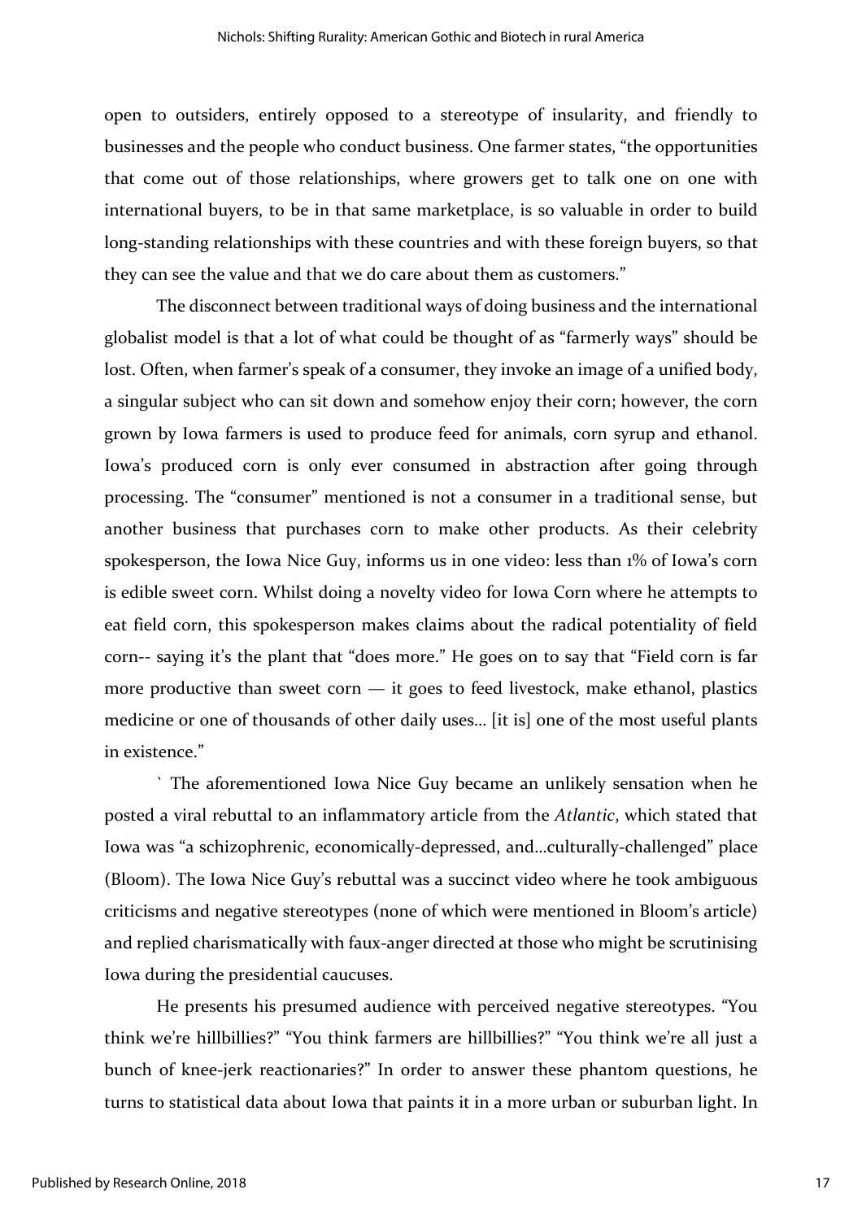open to outsiders, entirely opposed to a stereotype of insularity, and friendly to businesses and the people who conduct business. One farmer states, "the opportunities that come out of those relationships, where growers get to talk one on one with international buyers, to be in that same marketplace, is so valuable in order to build long-standing relationships with these countries and with these foreign buyers, so that they can see the value and that we do care about them as customers."

The disconnect between traditional ways of doing business and the international globalist model is that a lot of what could be thought of as "farmerly ways" should be lost. Often, when farmer's speak of a consumer, they invoke an image of a unified body, a singular subject who can sit down and somehow enjoy their corn; however, the corn grown by Iowa farmers is used to produce feed for animals, corn syrup and ethanol. Iowa's produced corn is only ever consumed in abstraction after going through processing. The "consumer" mentioned is not a consumer in a traditional sense, but another business that purchases corn to make other products. As their celebrity spokesperson, the Iowa Nice Guy, informs us in one video: less than 1% of Iowa's corn is edible sweet corn. Whilst doing a novelty video for Iowa Corn where he attempts to eat field corn, this spokesperson makes claims about the radical potentiality of field corn-- saying it's the plant that "does more." He goes on to say that "Field corn is far more productive than sweet corn — it goes to feed livestock, make ethanol, plastics medicine or one of thousands of other daily uses… [it is] one of the most useful plants in existence."

` The aforementioned Iowa Nice Guy became an unlikely sensation when he posted a viral rebuttal to an inflammatory article from the *Atlantic*, which stated that Iowa was "a schizophrenic, economically-depressed, and…culturally-challenged" place (Bloom). The Iowa Nice Guy's rebuttal was a succinct video where he took ambiguous criticisms and negative stereotypes (none of which were mentioned in Bloom's article) and replied charismatically with faux-anger directed at those who might be scrutinising Iowa during the presidential caucuses.

He presents his presumed audience with perceived negative stereotypes. "You think we're hillbillies?" "You think farmers are hillbillies?" "You think we're all just a bunch of knee-jerk reactionaries?" In order to answer these phantom questions, he turns to statistical data about Iowa that paints it in a more urban or suburban light. In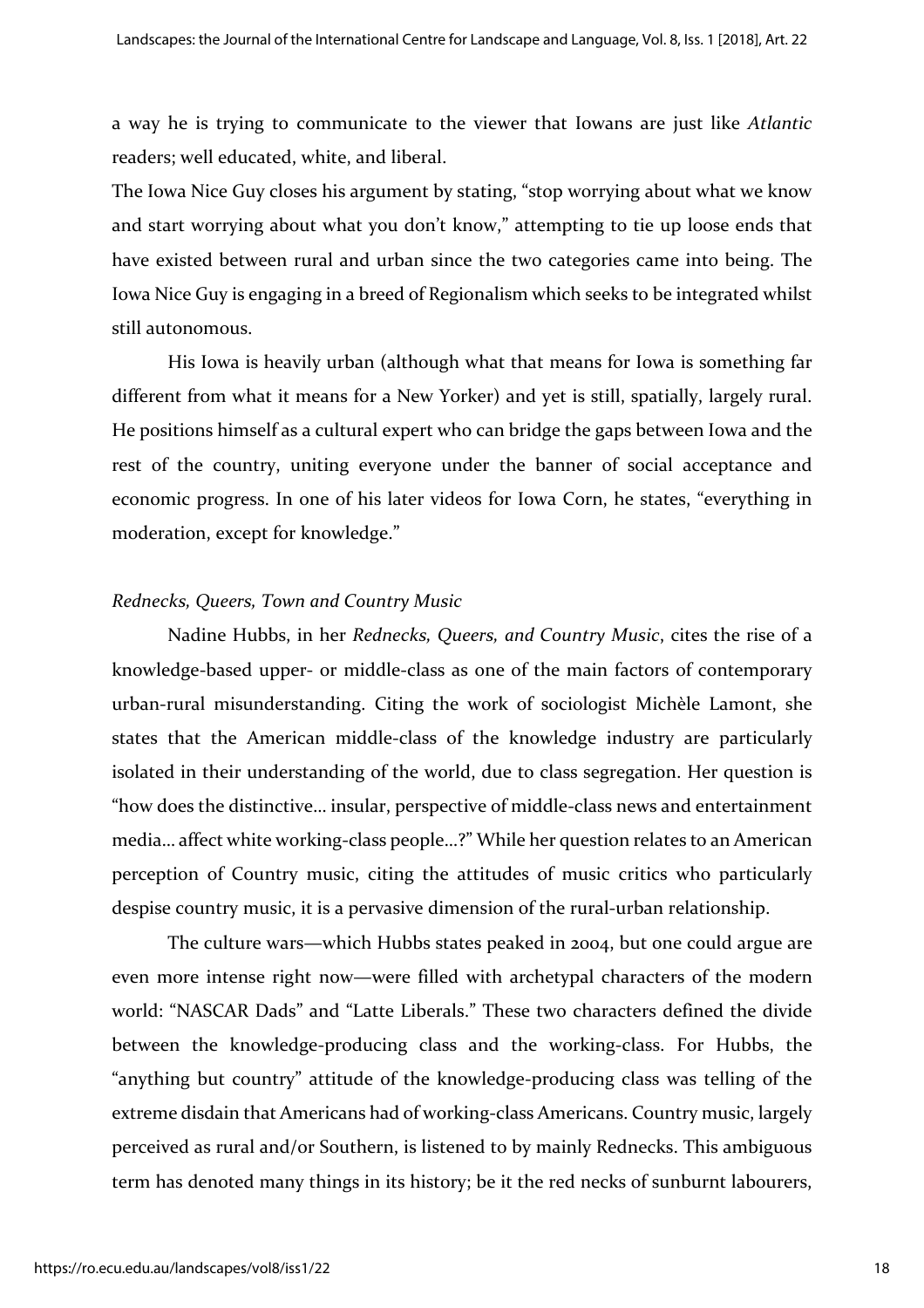a way he is trying to communicate to the viewer that Iowans are just like *Atlantic* readers; well educated, white, and liberal.

The Iowa Nice Guy closes his argument by stating, "stop worrying about what we know and start worrying about what you don't know," attempting to tie up loose ends that have existed between rural and urban since the two categories came into being. The Iowa Nice Guy is engaging in a breed of Regionalism which seeks to be integrated whilst still autonomous.

His Iowa is heavily urban (although what that means for Iowa is something far different from what it means for a New Yorker) and yet is still, spatially, largely rural. He positions himself as a cultural expert who can bridge the gaps between Iowa and the rest of the country, uniting everyone under the banner of social acceptance and economic progress. In one of his later videos for Iowa Corn, he states, "everything in moderation, except for knowledge."

### *Rednecks, Queers, Town and Country Music*

Nadine Hubbs, in her *Rednecks, Queers, and Country Music*, cites the rise of a knowledge-based upper- or middle-class as one of the main factors of contemporary urban-rural misunderstanding. Citing the work of sociologist Michèle Lamont, she states that the American middle-class of the knowledge industry are particularly isolated in their understanding of the world, due to class segregation. Her question is "how does the distinctive… insular, perspective of middle-class news and entertainment media… affect white working-class people…?" While her question relates to an American perception of Country music, citing the attitudes of music critics who particularly despise country music, it is a pervasive dimension of the rural-urban relationship.

The culture wars—which Hubbs states peaked in 2004, but one could argue are even more intense right now—were filled with archetypal characters of the modern world: "NASCAR Dads" and "Latte Liberals." These two characters defined the divide between the knowledge-producing class and the working-class. For Hubbs, the "anything but country" attitude of the knowledge-producing class was telling of the extreme disdain that Americans had of working-class Americans. Country music, largely perceived as rural and/or Southern, is listened to by mainly Rednecks. This ambiguous term has denoted many things in its history; be it the red necks of sunburnt labourers,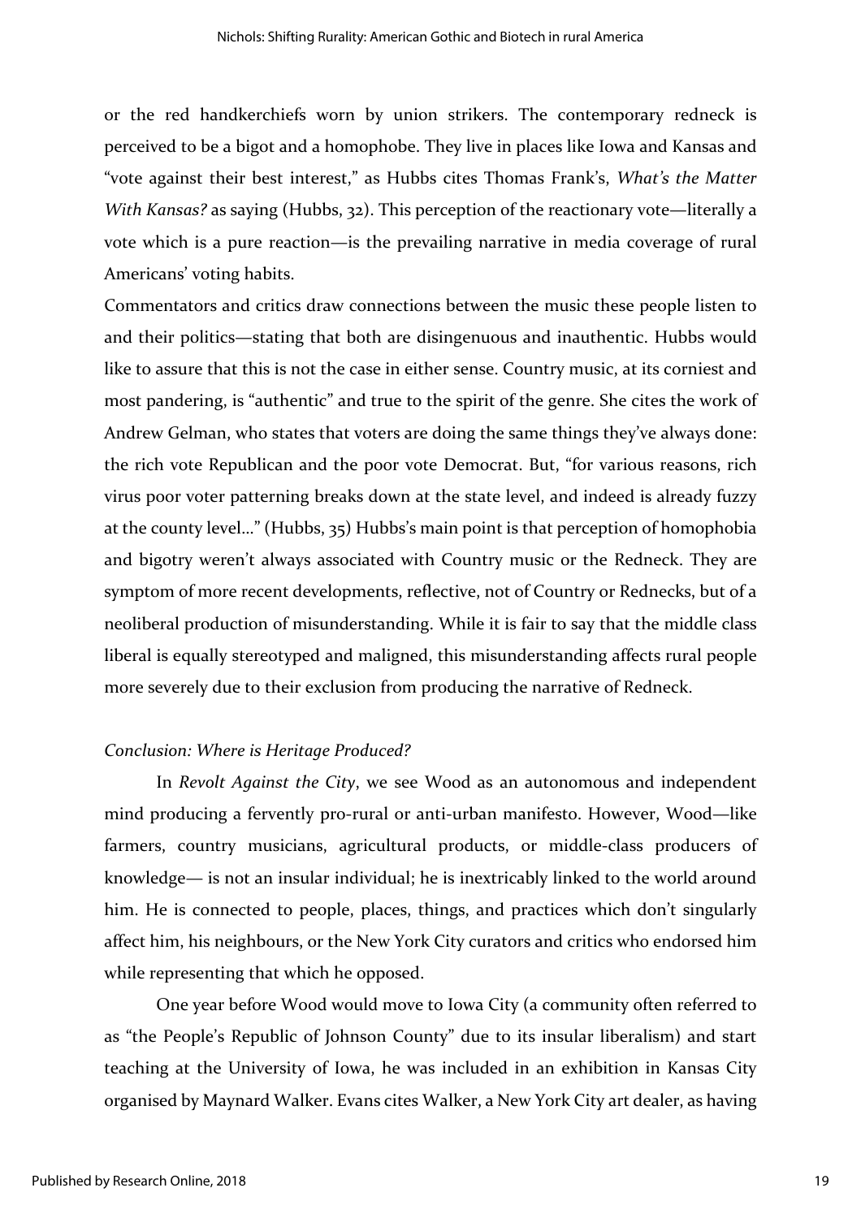or the red handkerchiefs worn by union strikers. The contemporary redneck is perceived to be a bigot and a homophobe. They live in places like Iowa and Kansas and "vote against their best interest," as Hubbs cites Thomas Frank's, *What's the Matter With Kansas?* as saying (Hubbs, 32). This perception of the reactionary vote—literally a vote which is a pure reaction—is the prevailing narrative in media coverage of rural Americans' voting habits.

Commentators and critics draw connections between the music these people listen to and their politics—stating that both are disingenuous and inauthentic. Hubbs would like to assure that this is not the case in either sense. Country music, at its corniest and most pandering, is "authentic" and true to the spirit of the genre. She cites the work of Andrew Gelman, who states that voters are doing the same things they've always done: the rich vote Republican and the poor vote Democrat. But, "for various reasons, rich virus poor voter patterning breaks down at the state level, and indeed is already fuzzy at the county level…" (Hubbs, 35) Hubbs's main point is that perception of homophobia and bigotry weren't always associated with Country music or the Redneck. They are symptom of more recent developments, reflective, not of Country or Rednecks, but of a neoliberal production of misunderstanding. While it is fair to say that the middle class liberal is equally stereotyped and maligned, this misunderstanding affects rural people more severely due to their exclusion from producing the narrative of Redneck.

### *Conclusion: Where is Heritage Produced?*

In *Revolt Against the City*, we see Wood as an autonomous and independent mind producing a fervently pro-rural or anti-urban manifesto. However, Wood—like farmers, country musicians, agricultural products, or middle-class producers of knowledge— is not an insular individual; he is inextricably linked to the world around him. He is connected to people, places, things, and practices which don't singularly affect him, his neighbours, or the New York City curators and critics who endorsed him while representing that which he opposed.

One year before Wood would move to Iowa City (a community often referred to as "the People's Republic of Johnson County" due to its insular liberalism) and start teaching at the University of Iowa, he was included in an exhibition in Kansas City organised by Maynard Walker. Evans cites Walker, a New York City art dealer, as having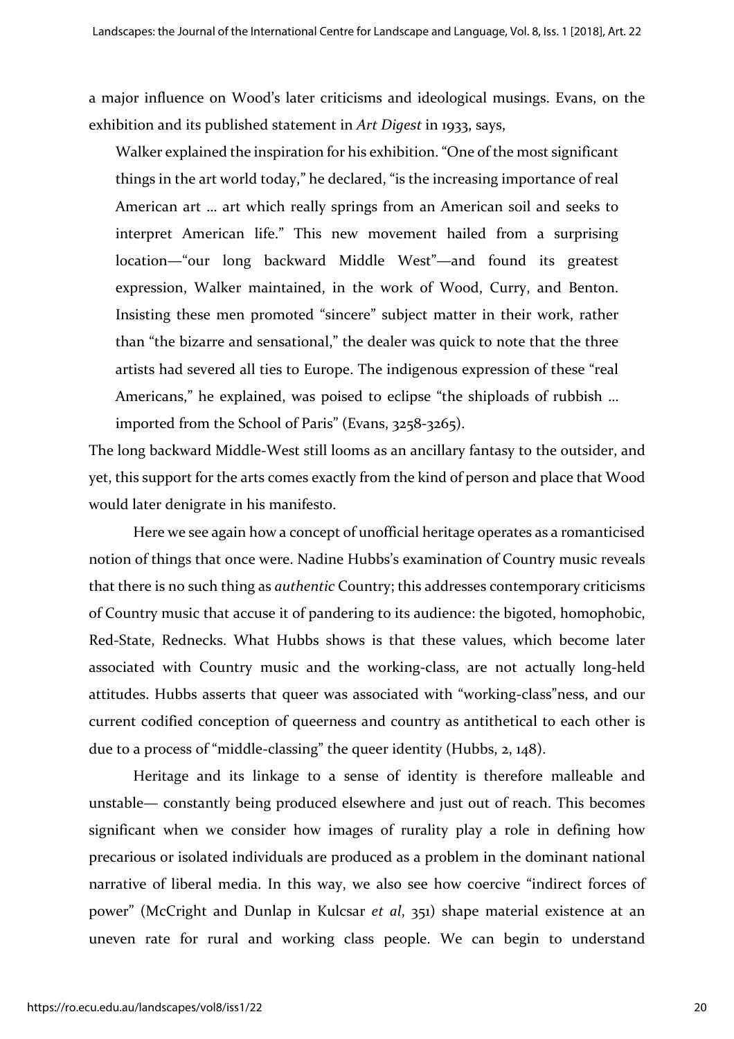a major influence on Wood's later criticisms and ideological musings. Evans, on the exhibition and its published statement in *Art Digest* in 1933, says,

> Walker explained the inspiration for his exhibition. "One of the most significant things in the art world today," he declared, "is the increasing importance of real American art … art which really springs from an American soil and seeks to interpret American life." This new movement hailed from a surprising location—"our long backward Middle West"—and found its greatest expression, Walker maintained, in the work of Wood, Curry, and Benton. Insisting these men promoted "sincere" subject matter in their work, rather than "the bizarre and sensational," the dealer was quick to note that the three artists had severed all ties to Europe. The indigenous expression of these "real Americans," he explained, was poised to eclipse "the shiploads of rubbish … imported from the School of Paris" (Evans, 3258-3265).

The long backward Middle-West still looms as an ancillary fantasy to the outsider, and yet, this support for the arts comes exactly from the kind of person and place that Wood would later denigrate in his manifesto.

Here we see again how a concept of unofficial heritage operates as a romanticised notion of things that once were. Nadine Hubbs's examination of Country music reveals that there is no such thing as *authentic* Country; this addresses contemporary criticisms of Country music that accuse it of pandering to its audience: the bigoted, homophobic, Red-State, Rednecks. What Hubbs shows is that these values, which become later associated with Country music and the working-class, are not actually long-held attitudes. Hubbs asserts that queer was associated with "working-class"ness, and our current codified conception of queerness and country as antithetical to each other is due to a process of "middle-classing" the queer identity (Hubbs, 2, 148).

Heritage and its linkage to a sense of identity is therefore malleable and unstable— constantly being produced elsewhere and just out of reach. This becomes significant when we consider how images of rurality play a role in defining how precarious or isolated individuals are produced as a problem in the dominant national narrative of liberal media. In this way, we also see how coercive "indirect forces of power" (McCright and Dunlap in Kulcsar *et al*, 351) shape material existence at an uneven rate for rural and working class people. We can begin to understand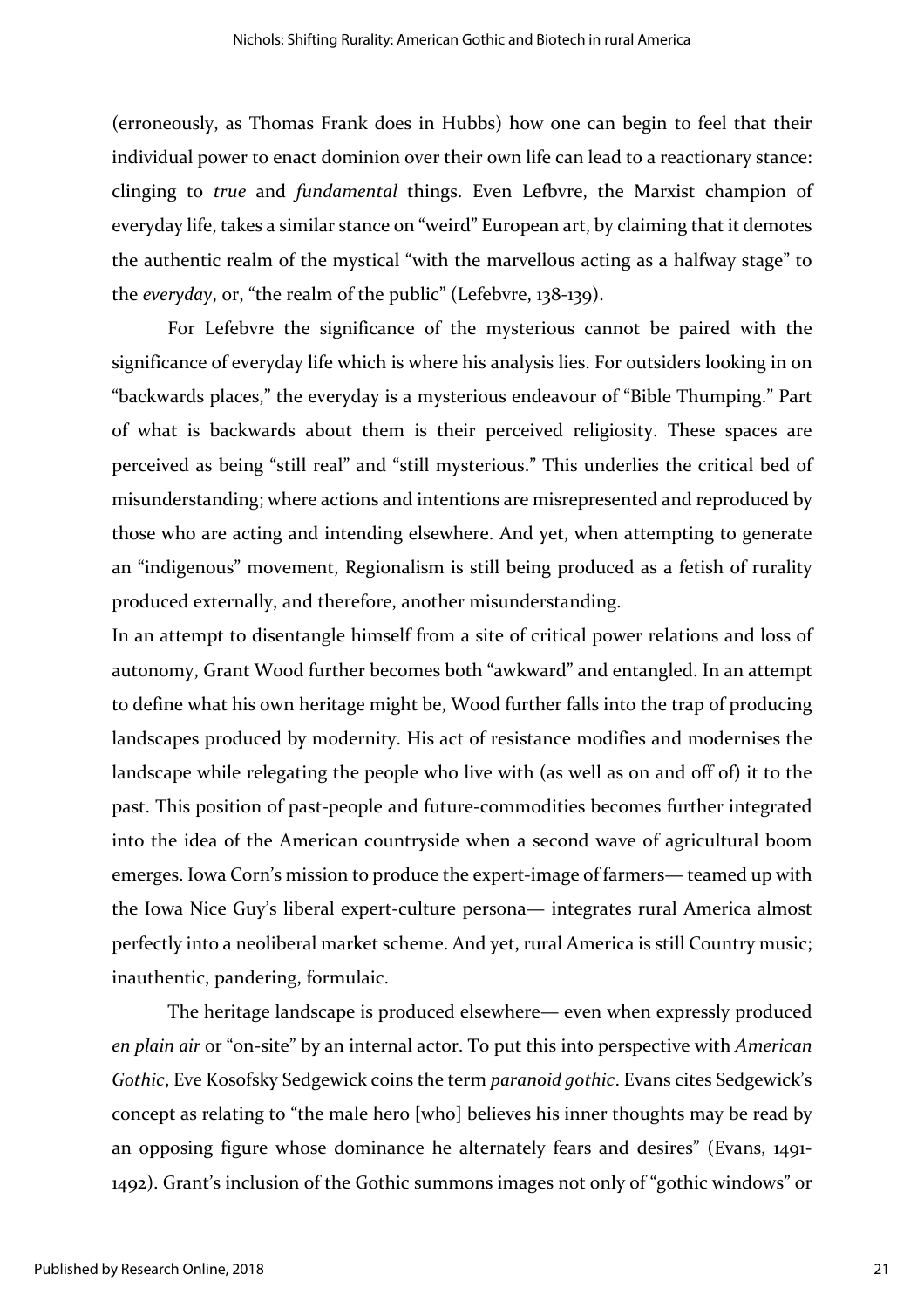(erroneously, as Thomas Frank does in Hubbs) how one can begin to feel that their individual power to enact dominion over their own life can lead to a reactionary stance: clinging to *true* and *fundamental* things. Even Lefbvre, the Marxist champion of everyday life, takes a similar stance on "weird" European art, by claiming that it demotes the authentic realm of the mystical "with the marvellous acting as a halfway stage" to the *everyday*, or, "the realm of the public" (Lefebvre, 138-139).

For Lefebvre the significance of the mysterious cannot be paired with the significance of everyday life which is where his analysis lies. For outsiders looking in on "backwards places," the everyday is a mysterious endeavour of "Bible Thumping." Part of what is backwards about them is their perceived religiosity. These spaces are perceived as being "still real" and "still mysterious." This underlies the critical bed of misunderstanding; where actions and intentions are misrepresented and reproduced by those who are acting and intending elsewhere. And yet, when attempting to generate an "indigenous" movement, Regionalism is still being produced as a fetish of rurality produced externally, and therefore, another misunderstanding.

In an attempt to disentangle himself from a site of critical power relations and loss of autonomy, Grant Wood further becomes both "awkward" and entangled. In an attempt to define what his own heritage might be, Wood further falls into the trap of producing landscapes produced by modernity. His act of resistance modifies and modernises the landscape while relegating the people who live with (as well as on and off of) it to the past. This position of past-people and future-commodities becomes further integrated into the idea of the American countryside when a second wave of agricultural boom emerges. Iowa Corn's mission to produce the expert-image of farmers— teamed up with the Iowa Nice Guy's liberal expert-culture persona— integrates rural America almost perfectly into a neoliberal market scheme. And yet, rural America is still Country music; inauthentic, pandering, formulaic.

The heritage landscape is produced elsewhere— even when expressly produced *en plain air* or "on-site" by an internal actor. To put this into perspective with *American Gothic*, Eve Kosofsky Sedgewick coins the term *paranoid gothic*. Evans cites Sedgewick's concept as relating to "the male hero [who] believes his inner thoughts may be read by an opposing figure whose dominance he alternately fears and desires" (Evans, 1491-1492). Grant's inclusion of the Gothic summons images not only of "gothic windows" or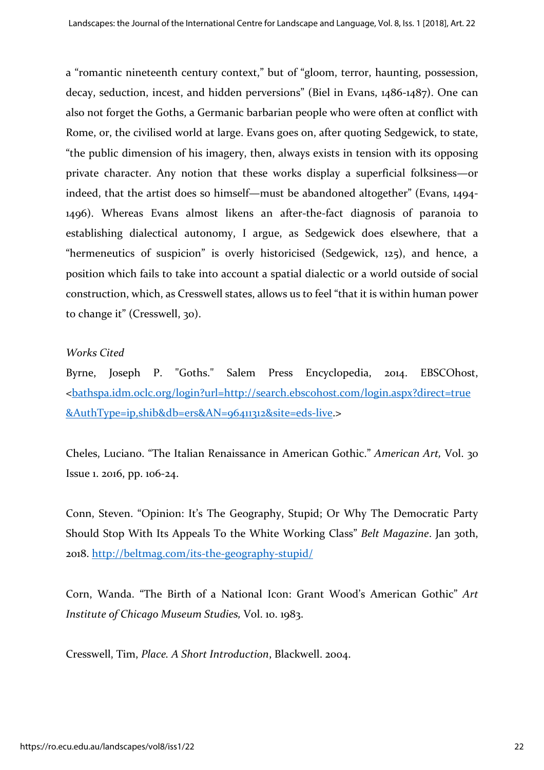a "romantic nineteenth century context," but of "gloom, terror, haunting, possession, decay, seduction, incest, and hidden perversions" (Biel in Evans, 1486-1487). One can also not forget the Goths, a Germanic barbarian people who were often at conflict with Rome, or, the civilised world at large. Evans goes on, after quoting Sedgewick, to state, "the public dimension of his imagery, then, always exists in tension with its opposing private character. Any notion that these works display a superficial folksiness—or indeed, that the artist does so himself—must be abandoned altogether" (Evans, 1494-1496). Whereas Evans almost likens an after-the-fact diagnosis of paranoia to establishing dialectical autonomy, I argue, as Sedgewick does elsewhere, that a "hermeneutics of suspicion" is overly historicised (Sedgewick, 125), and hence, a position which fails to take into account a spatial dialectic or a world outside of social construction, which, as Cresswell states, allows us to feel "that it is within human power to change it" (Cresswell, 30).

*Works Cited*

Byrne, Joseph P. "Goths." Salem Press Encyclopedia, 2014. EBSCOhost, <bathspa.idm.oclc.org/login?url=http://search.ebscohost.com/login.aspx?direct=true&AuthType=ip,shib&db=ers&AN=96411312&site=eds-live.>

Cheles, Luciano. "The Italian Renaissance in American Gothic." *American Art,* Vol. 30 Issue 1. 2016, pp. 106-24.

Conn, Steven. "Opinion: It's The Geography, Stupid; Or Why The Democratic Party Should Stop With Its Appeals To the White Working Class" *Belt Magazine*. Jan 30th, 2018. http://beltmag.com/its-the-geography-stupid/

Corn, Wanda. "The Birth of a National Icon: Grant Wood's American Gothic" *Art Institute of Chicago Museum Studies,* Vol. 10. 1983.

Cresswell, Tim, *Place. A Short Introduction*, Blackwell. 2004.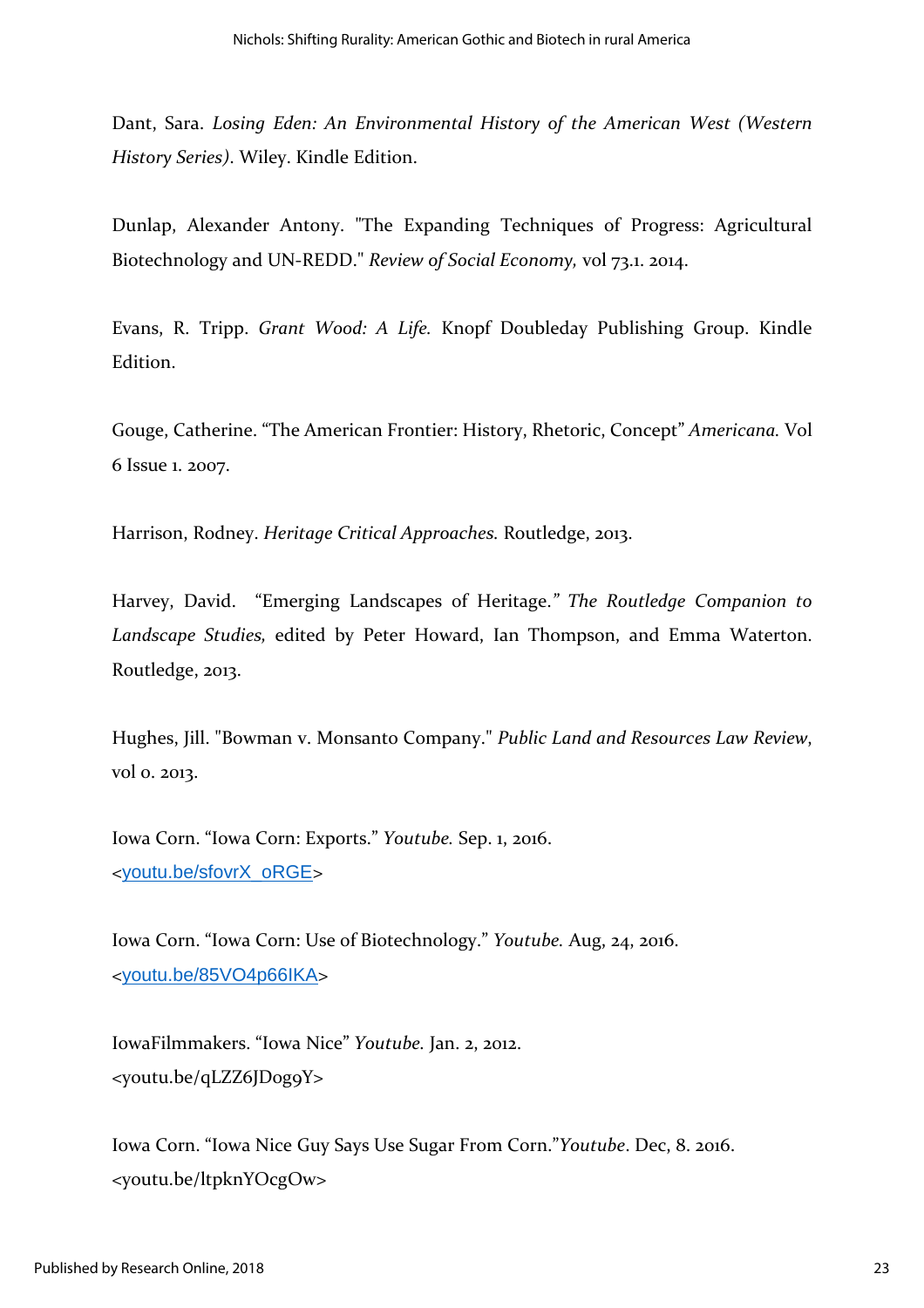Dant, Sara. *Losing Eden: An Environmental History of the American West (Western History Series)*. Wiley. Kindle Edition.

Dunlap, Alexander Antony. "The Expanding Techniques of Progress: Agricultural Biotechnology and UN-REDD." *Review of Social Economy,* vol 73.1. 2014.

Evans, R. Tripp. *Grant Wood: A Life.* Knopf Doubleday Publishing Group. Kindle Edition.

Gouge, Catherine. "The American Frontier: History, Rhetoric, Concept" *Americana.* Vol 6 Issue 1. 2007.

Harrison, Rodney. *Heritage Critical Approaches.* Routledge, 2013.

Harvey, David. "Emerging Landscapes of Heritage." *The Routledge Companion to Landscape Studies,* edited by Peter Howard, Ian Thompson, and Emma Waterton. Routledge, 2013.

Hughes, Jill. "Bowman v. Monsanto Company." *Public Land and Resources Law Review*, vol 0. 2013.

Iowa Corn. "Iowa Corn: Exports." *Youtube.* Sep. 1, 2016. <youtu.be/sfovrX_oRGE>

Iowa Corn. "Iowa Corn: Use of Biotechnology." *Youtube.* Aug, 24, 2016. <youtu.be/85VO4p66IKA>

IowaFilmmakers. "Iowa Nice" *Youtube.* Jan. 2, 2012. <youtu.be/qLZZ6JDog9Y>

Iowa Corn. "Iowa Nice Guy Says Use Sugar From Corn."*Youtube*. Dec, 8. 2016. <youtu.be/ltpknYOcgOw>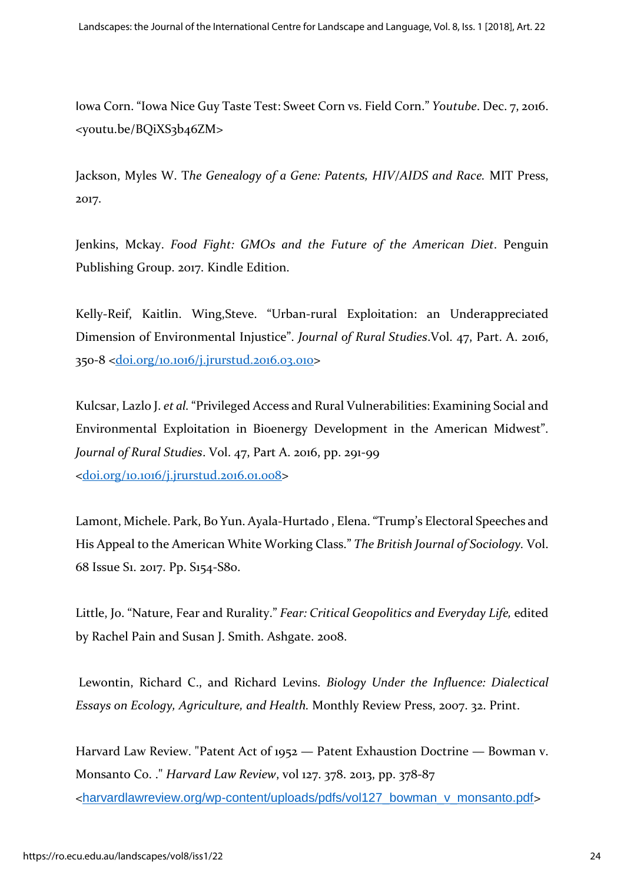Iowa Corn. “Iowa Nice Guy Taste Test: Sweet Corn vs. Field Corn.” *Youtube*. Dec. 7, 2016. <youtu.be/BQiXS3b46ZM>

Jackson, Myles W. T*he Genealogy of a Gene: Patents, HIV/AIDS and Race.* MIT Press, 2017.

Jenkins, Mckay. *Food Fight: GMOs and the Future of the American Diet*. Penguin Publishing Group. 2017. Kindle Edition.

Kelly-Reif, Kaitlin. Wing,Steve. “Urban-rural Exploitation: an Underappreciated Dimension of Environmental Injustice”. *Journal of Rural Studies*.Vol. 47, Part. A. 2016, 350-8 <doi.org/10.1016/j.jrurstud.2016.03.010>

Kulcsar, Lazlo J. *et al.* “Privileged Access and Rural Vulnerabilities: Examining Social and Environmental Exploitation in Bioenergy Development in the American Midwest”. *Journal of Rural Studies*. Vol. 47, Part A. 2016, pp. 291-99 <doi.org/10.1016/j.jrurstud.2016.01.008>

Lamont, Michele. Park, Bo Yun. Ayala-Hurtado , Elena. “Trump’s Electoral Speeches and His Appeal to the American White Working Class.” *The British Journal of Sociology.* Vol. 68 Issue S1. 2017. Pp. S154-S80.

Little, Jo. “Nature, Fear and Rurality.” *Fear: Critical Geopolitics and Everyday Life,* edited by Rachel Pain and Susan J. Smith. Ashgate. 2008.

Lewontin, Richard C., and Richard Levins. *Biology Under the Influence: Dialectical Essays on Ecology, Agriculture, and Health.* Monthly Review Press, 2007. 32. Print.

Harvard Law Review. "Patent Act of 1952 — Patent Exhaustion Doctrine — Bowman v. Monsanto Co. ." *Harvard Law Review*, vol 127. 378. 2013, pp. 378-87 <harvardlawreview.org/wp-content/uploads/pdfs/vol127_bowman_v_monsanto.pdf>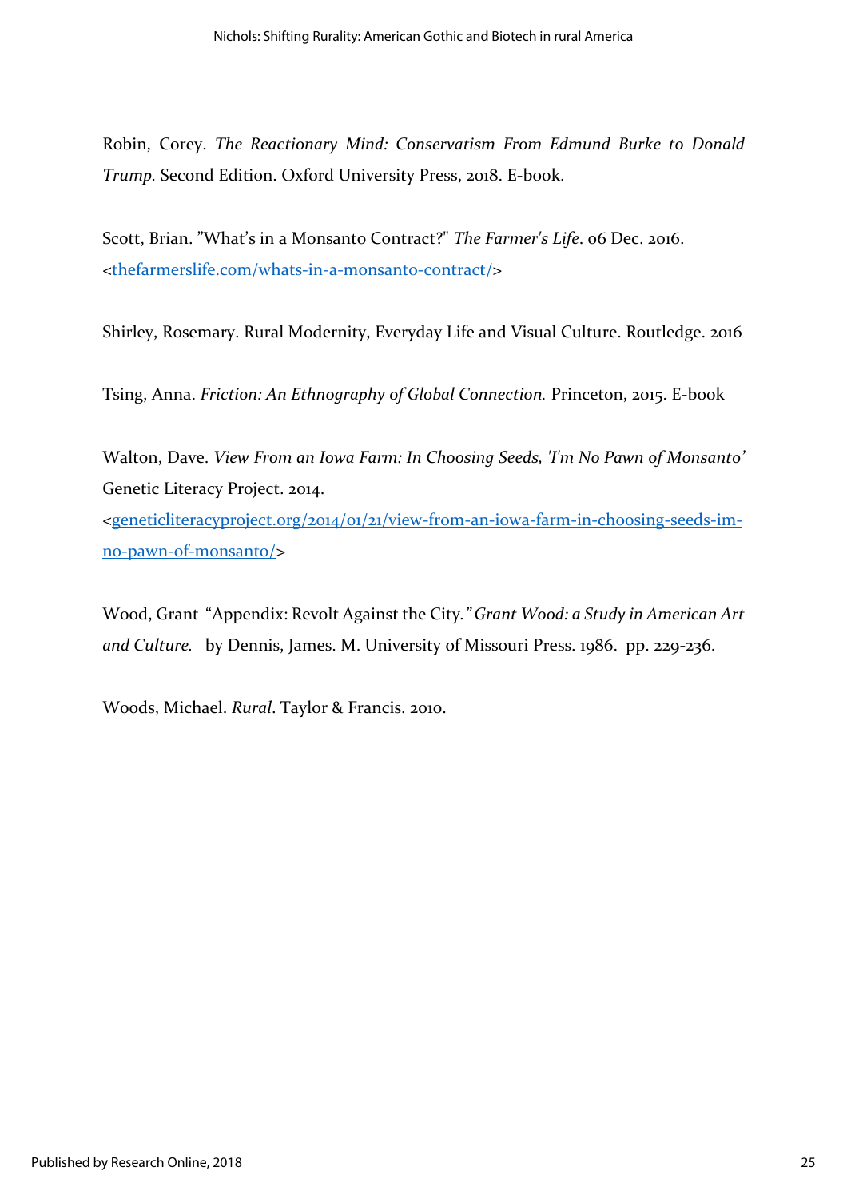Robin, Corey. *The Reactionary Mind: Conservatism From Edmund Burke to Donald Trump.* Second Edition. Oxford University Press, 2018. E-book.

Scott, Brian. "What's in a Monsanto Contract?" *The Farmer's Life*. 06 Dec. 2016. <thefarmerslife.com/whats-in-a-monsanto-contract/>

Shirley, Rosemary. Rural Modernity, Everyday Life and Visual Culture. Routledge. 2016

Tsing, Anna. *Friction: An Ethnography of Global Connection.* Princeton, 2015. E-book

Walton, Dave. *View From an Iowa Farm: In Choosing Seeds, 'I'm No Pawn of Monsanto'* Genetic Literacy Project. 2014. <geneticliteracyproject.org/2014/01/21/view-from-an-iowa-farm-in-choosing-seeds-im-no-pawn-of-monsanto/>

Wood, Grant "Appendix: Revolt Against the City." *Grant Wood: a Study in American Art and Culture.* by Dennis, James. M. University of Missouri Press. 1986. pp. 229-236.

Woods, Michael. *Rural*. Taylor & Francis. 2010.